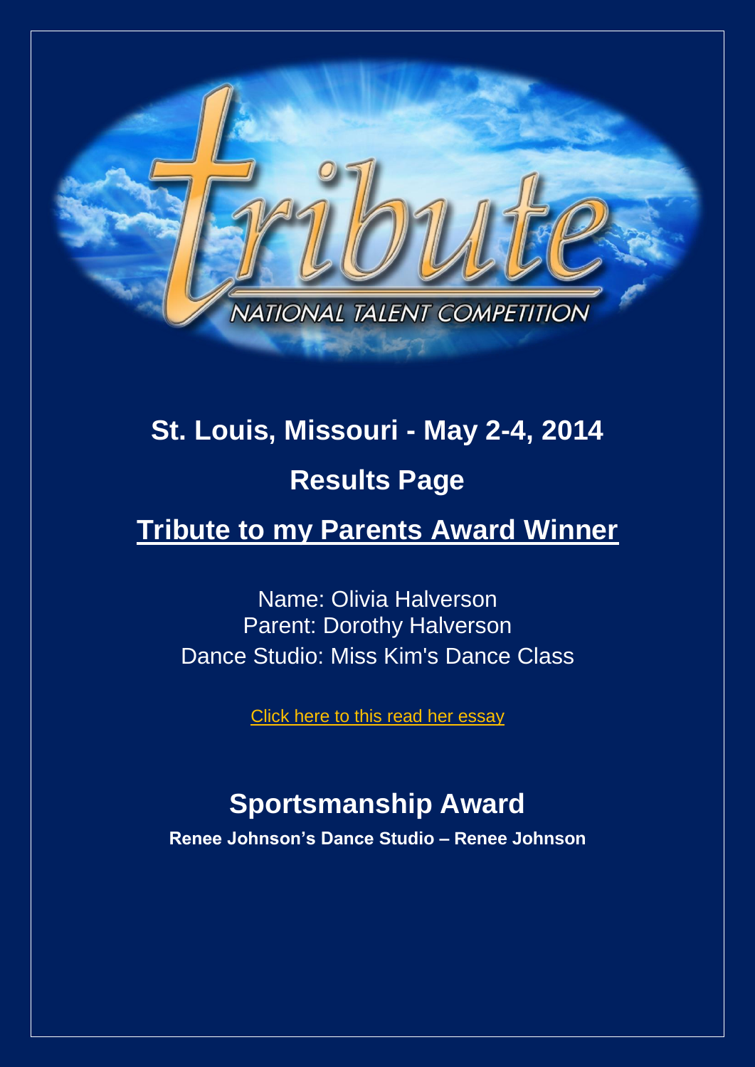tribute

NATIONAL TALENT COMPETITION

# St. Louis, Missouri - May 2-4, 2014

## Results Page

## Tribute to my Parents Award Winner

Name: Olivia Halverson
Parent: Dorothy Halverson
Dance Studio: Miss Kim's Dance Class

Click here to this read her essay

## Sportsmanship Award

**Renee Johnson's Dance Studio – Renee Johnson**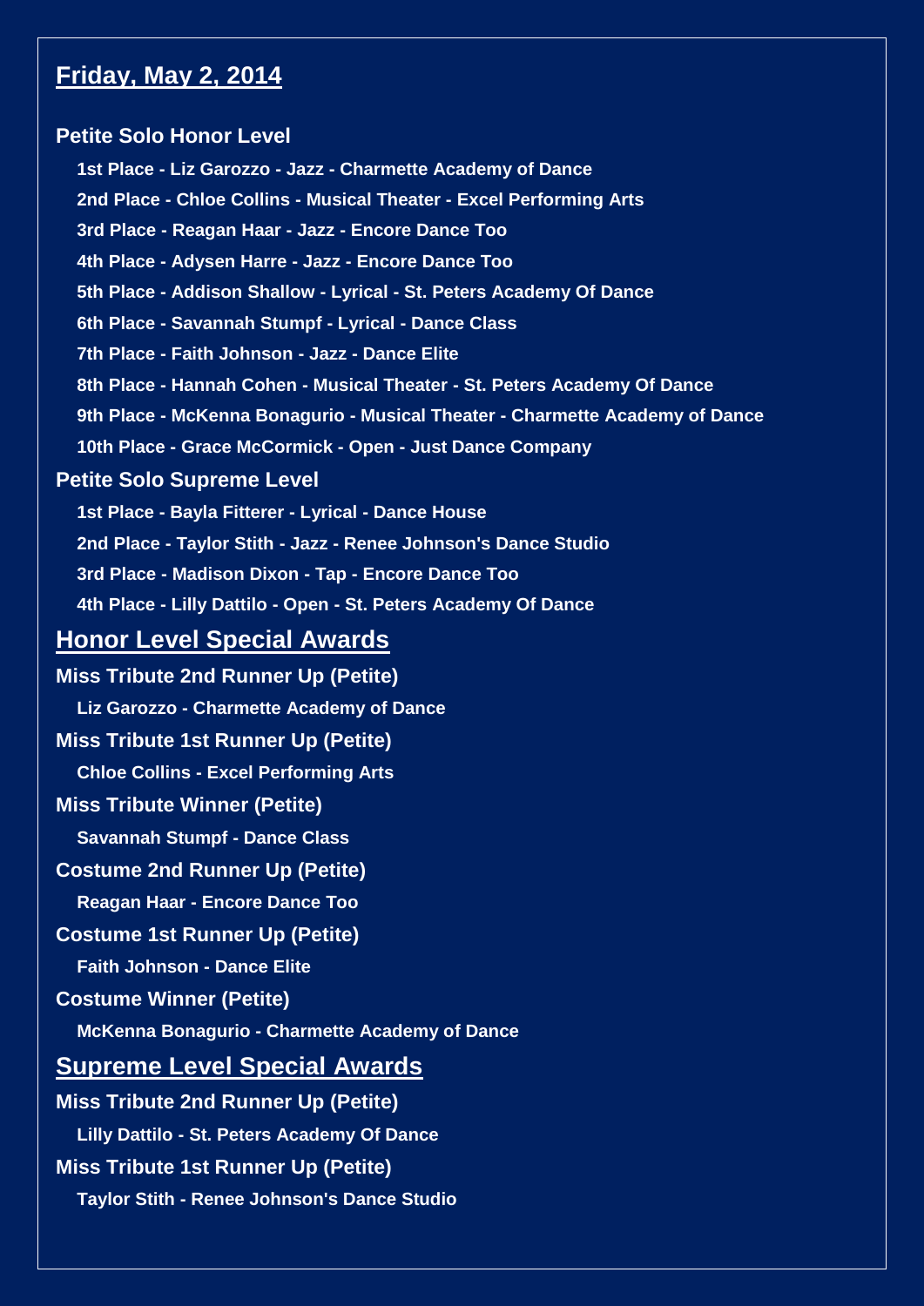## Friday, May 2, 2014

### Petite Solo Honor Level

- 1st Place - Liz Garozzo - Jazz - Charmette Academy of Dance
- 2nd Place - Chloe Collins - Musical Theater - Excel Performing Arts
- 3rd Place - Reagan Haar - Jazz - Encore Dance Too
- 4th Place - Adysen Harre - Jazz - Encore Dance Too
- 5th Place - Addison Shallow - Lyrical - St. Peters Academy Of Dance
- 6th Place - Savannah Stumpf - Lyrical - Dance Class
- 7th Place - Faith Johnson - Jazz - Dance Elite
- 8th Place - Hannah Cohen - Musical Theater - St. Peters Academy Of Dance
- 9th Place - McKenna Bonagurio - Musical Theater - Charmette Academy of Dance
- 10th Place - Grace McCormick - Open - Just Dance Company

### Petite Solo Supreme Level

- 1st Place - Bayla Fitterer - Lyrical - Dance House
- 2nd Place - Taylor Stith - Jazz - Renee Johnson's Dance Studio
- 3rd Place - Madison Dixon - Tap - Encore Dance Too
- 4th Place - Lilly Dattilo - Open - St. Peters Academy Of Dance

## Honor Level Special Awards

**Miss Tribute 2nd Runner Up (Petite)**

Liz Garozzo - Charmette Academy of Dance

**Miss Tribute 1st Runner Up (Petite)**

Chloe Collins - Excel Performing Arts

**Miss Tribute Winner (Petite)**

Savannah Stumpf - Dance Class

**Costume 2nd Runner Up (Petite)**

Reagan Haar - Encore Dance Too

**Costume 1st Runner Up (Petite)**

Faith Johnson - Dance Elite

**Costume Winner (Petite)**

McKenna Bonagurio - Charmette Academy of Dance

## Supreme Level Special Awards

**Miss Tribute 2nd Runner Up (Petite)**

Lilly Dattilo - St. Peters Academy Of Dance

**Miss Tribute 1st Runner Up (Petite)**

Taylor Stith - Renee Johnson's Dance Studio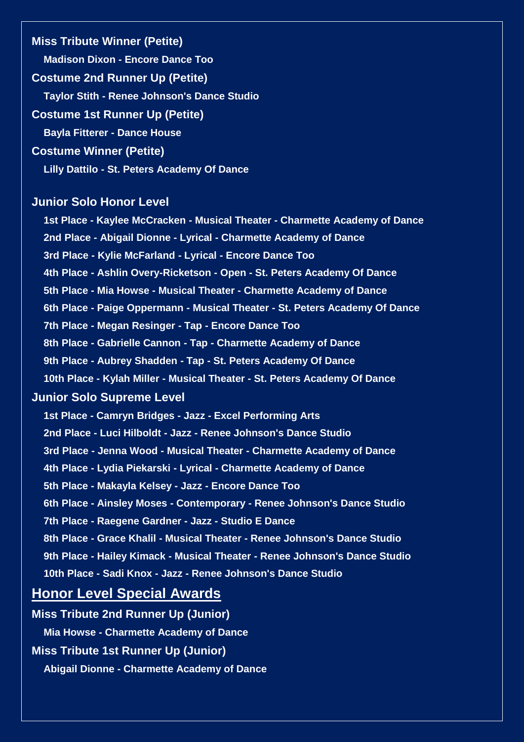**Miss Tribute Winner (Petite)**

Madison Dixon - Encore Dance Too

**Costume 2nd Runner Up (Petite)**

Taylor Stith - Renee Johnson's Dance Studio

**Costume 1st Runner Up (Petite)**

Bayla Fitterer - Dance House

**Costume Winner (Petite)**

Lilly Dattilo - St. Peters Academy Of Dance

### Junior Solo Honor Level

1st Place - Kaylee McCracken - Musical Theater - Charmette Academy of Dance

2nd Place - Abigail Dionne - Lyrical - Charmette Academy of Dance

3rd Place - Kylie McFarland - Lyrical - Encore Dance Too

4th Place - Ashlin Overy-Ricketson - Open - St. Peters Academy Of Dance

5th Place - Mia Howse - Musical Theater - Charmette Academy of Dance

6th Place - Paige Oppermann - Musical Theater - St. Peters Academy Of Dance

7th Place - Megan Resinger - Tap - Encore Dance Too

8th Place - Gabrielle Cannon - Tap - Charmette Academy of Dance

9th Place - Aubrey Shadden - Tap - St. Peters Academy Of Dance

10th Place - Kylah Miller - Musical Theater - St. Peters Academy Of Dance

### Junior Solo Supreme Level

1st Place - Camryn Bridges - Jazz - Excel Performing Arts

2nd Place - Luci Hilboldt - Jazz - Renee Johnson's Dance Studio

3rd Place - Jenna Wood - Musical Theater - Charmette Academy of Dance

4th Place - Lydia Piekarski - Lyrical - Charmette Academy of Dance

5th Place - Makayla Kelsey - Jazz - Encore Dance Too

6th Place - Ainsley Moses - Contemporary - Renee Johnson's Dance Studio

7th Place - Raegene Gardner - Jazz - Studio E Dance

8th Place - Grace Khalil - Musical Theater - Renee Johnson's Dance Studio

9th Place - Hailey Kimack - Musical Theater - Renee Johnson's Dance Studio

10th Place - Sadi Knox - Jazz - Renee Johnson's Dance Studio

## Honor Level Special Awards

**Miss Tribute 2nd Runner Up (Junior)**

Mia Howse - Charmette Academy of Dance

**Miss Tribute 1st Runner Up (Junior)**

Abigail Dionne - Charmette Academy of Dance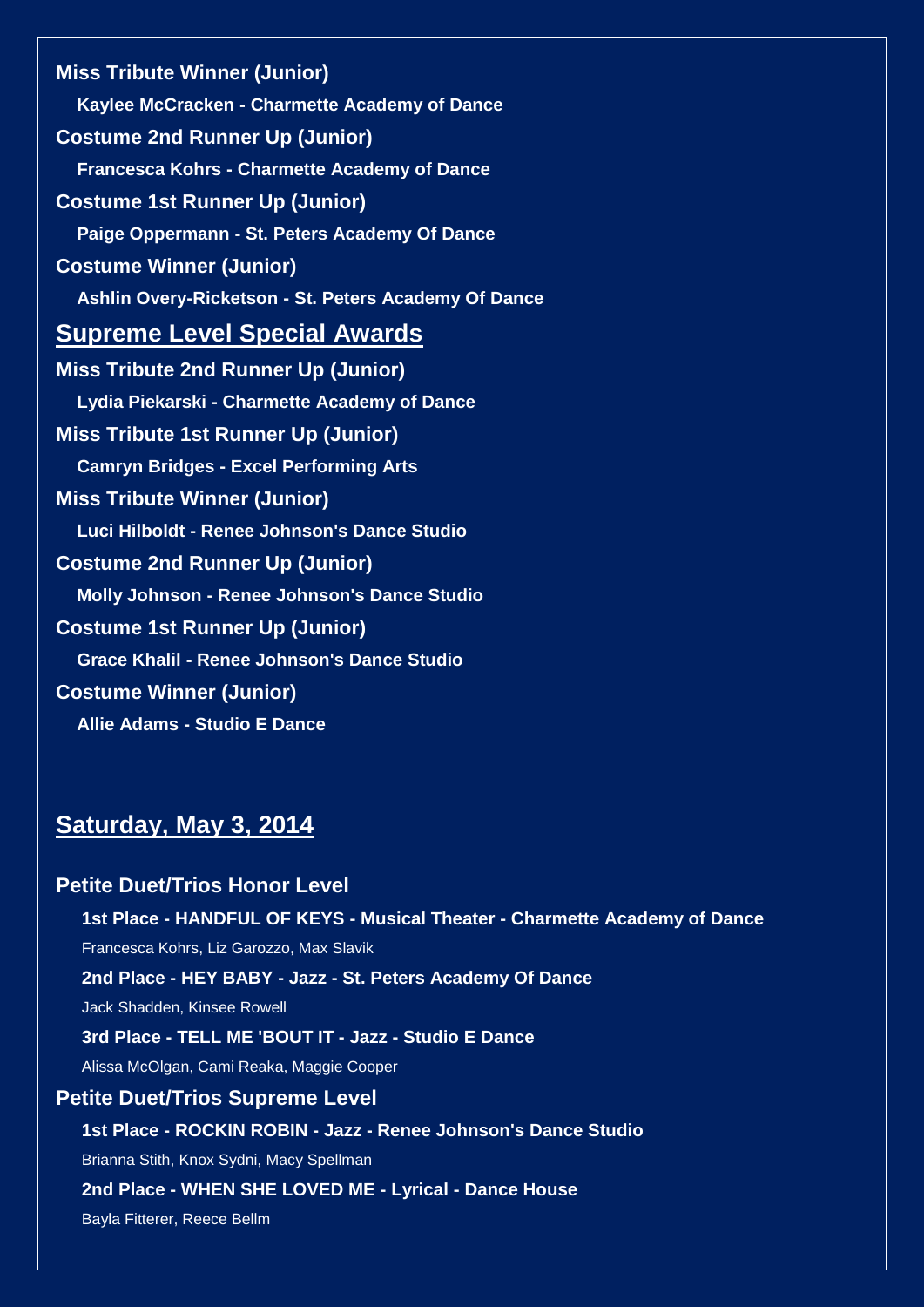**Miss Tribute Winner (Junior)**

**Kaylee McCracken - Charmette Academy of Dance**

**Costume 2nd Runner Up (Junior)**

**Francesca Kohrs - Charmette Academy of Dance**

**Costume 1st Runner Up (Junior)**

**Paige Oppermann - St. Peters Academy Of Dance**

**Costume Winner (Junior)**

**Ashlin Overy-Ricketson - St. Peters Academy Of Dance**

## Supreme Level Special Awards

**Miss Tribute 2nd Runner Up (Junior)**

**Lydia Piekarski - Charmette Academy of Dance**

**Miss Tribute 1st Runner Up (Junior)**

**Camryn Bridges - Excel Performing Arts**

**Miss Tribute Winner (Junior)**

**Luci Hilboldt - Renee Johnson's Dance Studio**

**Costume 2nd Runner Up (Junior)**

**Molly Johnson - Renee Johnson's Dance Studio**

**Costume 1st Runner Up (Junior)**

**Grace Khalil - Renee Johnson's Dance Studio**

**Costume Winner (Junior)**

**Allie Adams - Studio E Dance**

## Saturday, May 3, 2014

### Petite Duet/Trios Honor Level

**1st Place - HANDFUL OF KEYS - Musical Theater - Charmette Academy of Dance**

Francesca Kohrs, Liz Garozzo, Max Slavik

**2nd Place - HEY BABY - Jazz - St. Peters Academy Of Dance**

Jack Shadden, Kinsee Rowell

**3rd Place - TELL ME 'BOUT IT - Jazz - Studio E Dance**

Alissa McOlgan, Cami Reaka, Maggie Cooper

### Petite Duet/Trios Supreme Level

**1st Place - ROCKIN ROBIN - Jazz - Renee Johnson's Dance Studio**

Brianna Stith, Knox Sydni, Macy Spellman

**2nd Place - WHEN SHE LOVED ME - Lyrical - Dance House**

Bayla Fitterer, Reece Bellm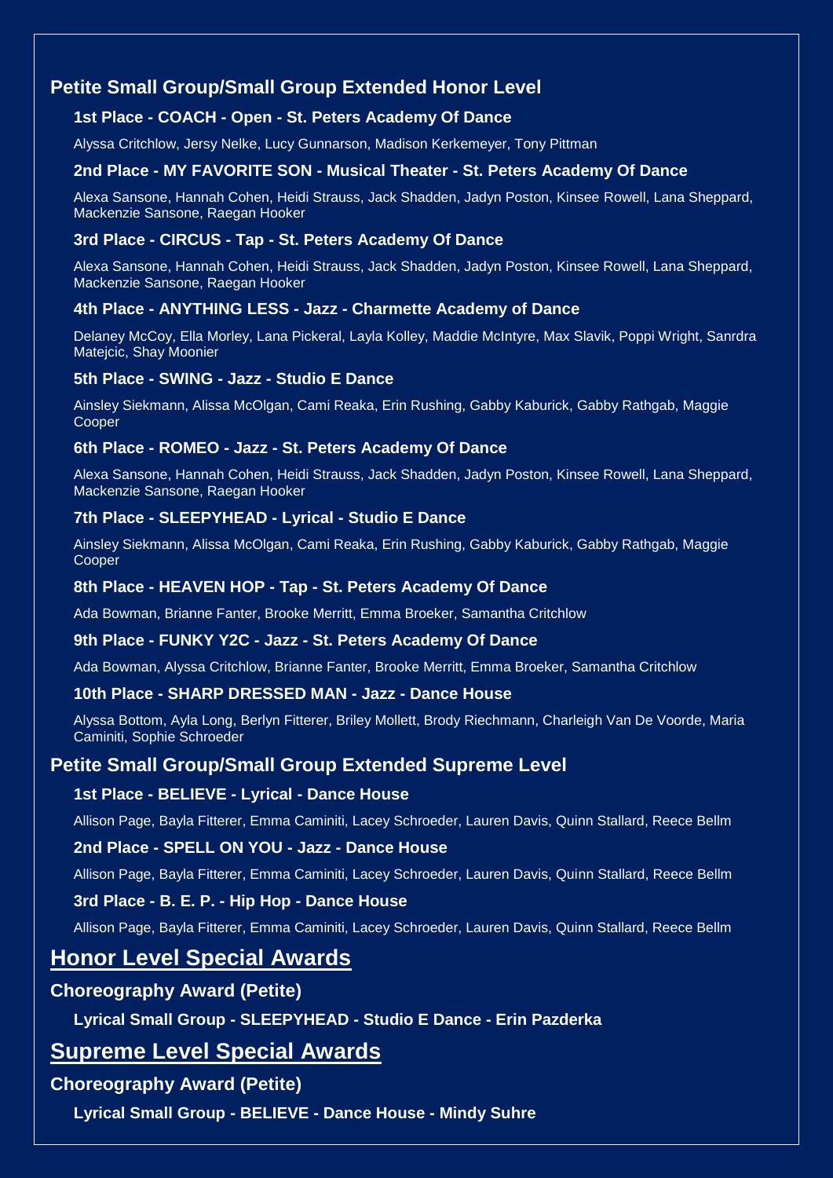## Petite Small Group/Small Group Extended Honor Level

**1st Place - COACH - Open - St. Peters Academy Of Dance**

Alyssa Critchlow, Jersy Nelke, Lucy Gunnarson, Madison Kerkemeyer, Tony Pittman

**2nd Place - MY FAVORITE SON - Musical Theater - St. Peters Academy Of Dance**

Alexa Sansone, Hannah Cohen, Heidi Strauss, Jack Shadden, Jadyn Poston, Kinsee Rowell, Lana Sheppard, Mackenzie Sansone, Raegan Hooker

**3rd Place - CIRCUS - Tap - St. Peters Academy Of Dance**

Alexa Sansone, Hannah Cohen, Heidi Strauss, Jack Shadden, Jadyn Poston, Kinsee Rowell, Lana Sheppard, Mackenzie Sansone, Raegan Hooker

**4th Place - ANYTHING LESS - Jazz - Charmette Academy of Dance**

Delaney McCoy, Ella Morley, Lana Pickeral, Layla Kolley, Maddie McIntyre, Max Slavik, Poppi Wright, Sanrdra Matejcic, Shay Moonier

**5th Place - SWING - Jazz - Studio E Dance**

Ainsley Siekmann, Alissa McOlgan, Cami Reaka, Erin Rushing, Gabby Kaburick, Gabby Rathgab, Maggie Cooper

**6th Place - ROMEO - Jazz - St. Peters Academy Of Dance**

Alexa Sansone, Hannah Cohen, Heidi Strauss, Jack Shadden, Jadyn Poston, Kinsee Rowell, Lana Sheppard, Mackenzie Sansone, Raegan Hooker

**7th Place - SLEEPYHEAD - Lyrical - Studio E Dance**

Ainsley Siekmann, Alissa McOlgan, Cami Reaka, Erin Rushing, Gabby Kaburick, Gabby Rathgab, Maggie Cooper

**8th Place - HEAVEN HOP - Tap - St. Peters Academy Of Dance**

Ada Bowman, Brianne Fanter, Brooke Merritt, Emma Broeker, Samantha Critchlow

**9th Place - FUNKY Y2C - Jazz - St. Peters Academy Of Dance**

Ada Bowman, Alyssa Critchlow, Brianne Fanter, Brooke Merritt, Emma Broeker, Samantha Critchlow

**10th Place - SHARP DRESSED MAN - Jazz - Dance House**

Alyssa Bottom, Ayla Long, Berlyn Fitterer, Briley Mollett, Brody Riechmann, Charleigh Van De Voorde, Maria Caminiti, Sophie Schroeder

## Petite Small Group/Small Group Extended Supreme Level

**1st Place - BELIEVE - Lyrical - Dance House**

Allison Page, Bayla Fitterer, Emma Caminiti, Lacey Schroeder, Lauren Davis, Quinn Stallard, Reece Bellm

**2nd Place - SPELL ON YOU - Jazz - Dance House**

Allison Page, Bayla Fitterer, Emma Caminiti, Lacey Schroeder, Lauren Davis, Quinn Stallard, Reece Bellm

**3rd Place - B. E. P. - Hip Hop - Dance House**

Allison Page, Bayla Fitterer, Emma Caminiti, Lacey Schroeder, Lauren Davis, Quinn Stallard, Reece Bellm

# Honor Level Special Awards

### Choreography Award (Petite)

**Lyrical Small Group - SLEEPYHEAD - Studio E Dance - Erin Pazderka**

# Supreme Level Special Awards

### Choreography Award (Petite)

**Lyrical Small Group - BELIEVE - Dance House - Mindy Suhre**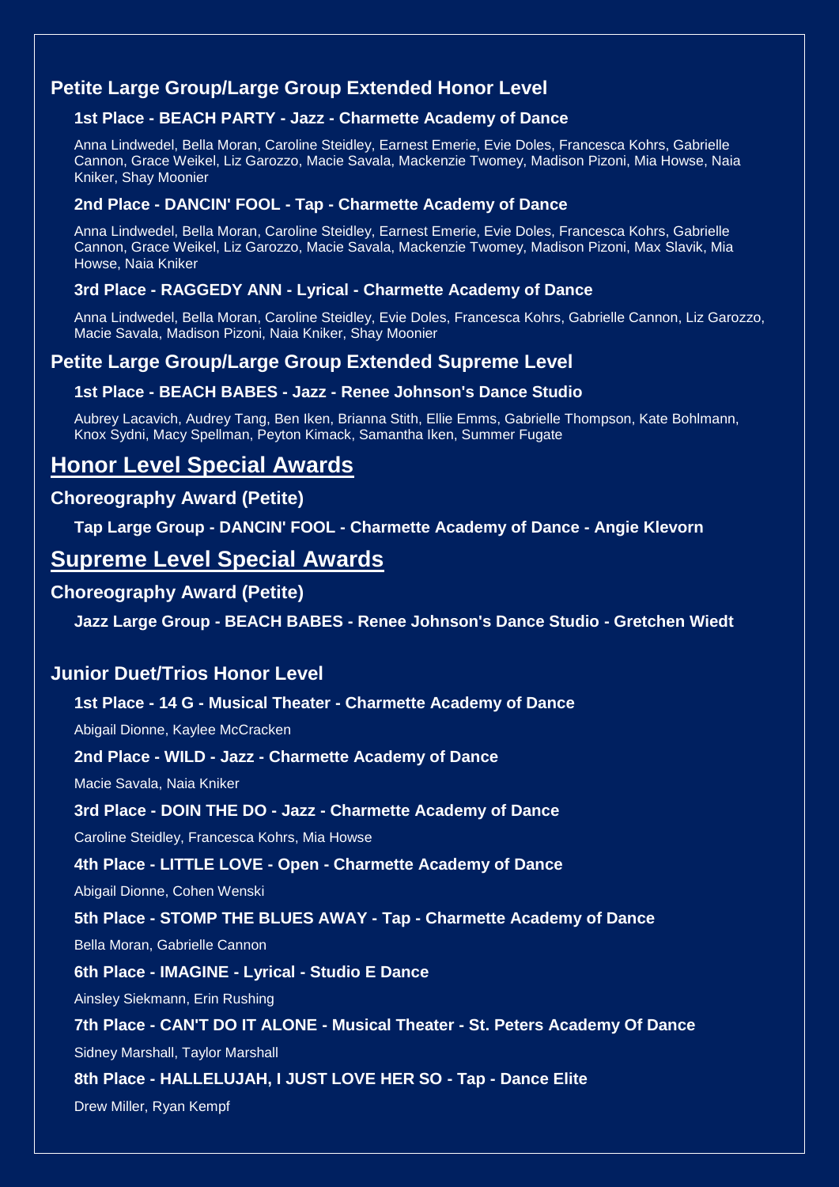## Petite Large Group/Large Group Extended Honor Level

### 1st Place - BEACH PARTY - Jazz - Charmette Academy of Dance

Anna Lindwedel, Bella Moran, Caroline Steidley, Earnest Emerie, Evie Doles, Francesca Kohrs, Gabrielle Cannon, Grace Weikel, Liz Garozzo, Macie Savala, Mackenzie Twomey, Madison Pizoni, Mia Howse, Naia Kniker, Shay Moonier

### 2nd Place - DANCIN' FOOL - Tap - Charmette Academy of Dance

Anna Lindwedel, Bella Moran, Caroline Steidley, Earnest Emerie, Evie Doles, Francesca Kohrs, Gabrielle Cannon, Grace Weikel, Liz Garozzo, Macie Savala, Mackenzie Twomey, Madison Pizoni, Max Slavik, Mia Howse, Naia Kniker

### 3rd Place - RAGGEDY ANN - Lyrical - Charmette Academy of Dance

Anna Lindwedel, Bella Moran, Caroline Steidley, Evie Doles, Francesca Kohrs, Gabrielle Cannon, Liz Garozzo, Macie Savala, Madison Pizoni, Naia Kniker, Shay Moonier

## Petite Large Group/Large Group Extended Supreme Level

### 1st Place - BEACH BABES - Jazz - Renee Johnson's Dance Studio

Aubrey Lacavich, Audrey Tang, Ben Iken, Brianna Stith, Ellie Emms, Gabrielle Thompson, Kate Bohlmann, Knox Sydni, Macy Spellman, Peyton Kimack, Samantha Iken, Summer Fugate

# Honor Level Special Awards

## Choreography Award (Petite)

**Tap Large Group - DANCIN' FOOL - Charmette Academy of Dance - Angie Klevorn**

# Supreme Level Special Awards

## Choreography Award (Petite)

**Jazz Large Group - BEACH BABES - Renee Johnson's Dance Studio - Gretchen Wiedt**

## Junior Duet/Trios Honor Level

### 1st Place - 14 G - Musical Theater - Charmette Academy of Dance

Abigail Dionne, Kaylee McCracken

### 2nd Place - WILD - Jazz - Charmette Academy of Dance

Macie Savala, Naia Kniker

### 3rd Place - DOIN THE DO - Jazz - Charmette Academy of Dance

Caroline Steidley, Francesca Kohrs, Mia Howse

### 4th Place - LITTLE LOVE - Open - Charmette Academy of Dance

Abigail Dionne, Cohen Wenski

### 5th Place - STOMP THE BLUES AWAY - Tap - Charmette Academy of Dance

Bella Moran, Gabrielle Cannon

### 6th Place - IMAGINE - Lyrical - Studio E Dance

Ainsley Siekmann, Erin Rushing

### 7th Place - CAN'T DO IT ALONE - Musical Theater - St. Peters Academy Of Dance

Sidney Marshall, Taylor Marshall

### 8th Place - HALLELUJAH, I JUST LOVE HER SO - Tap - Dance Elite

Drew Miller, Ryan Kempf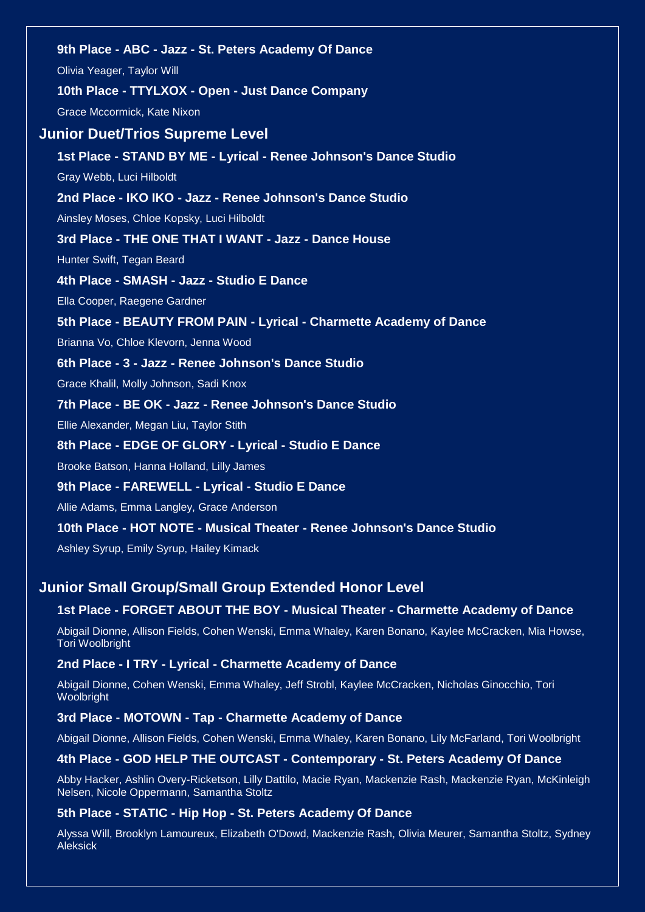**9th Place - ABC - Jazz - St. Peters Academy Of Dance**

Olivia Yeager, Taylor Will

**10th Place - TTYLXOX - Open - Just Dance Company**

Grace Mccormick, Kate Nixon

## Junior Duet/Trios Supreme Level

**1st Place - STAND BY ME - Lyrical - Renee Johnson's Dance Studio**

Gray Webb, Luci Hilboldt

**2nd Place - IKO IKO - Jazz - Renee Johnson's Dance Studio**

Ainsley Moses, Chloe Kopsky, Luci Hilboldt

**3rd Place - THE ONE THAT I WANT - Jazz - Dance House**

Hunter Swift, Tegan Beard

**4th Place - SMASH - Jazz - Studio E Dance**

Ella Cooper, Raegene Gardner

**5th Place - BEAUTY FROM PAIN - Lyrical - Charmette Academy of Dance**

Brianna Vo, Chloe Klevorn, Jenna Wood

**6th Place - 3 - Jazz - Renee Johnson's Dance Studio**

Grace Khalil, Molly Johnson, Sadi Knox

**7th Place - BE OK - Jazz - Renee Johnson's Dance Studio**

Ellie Alexander, Megan Liu, Taylor Stith

**8th Place - EDGE OF GLORY - Lyrical - Studio E Dance**

Brooke Batson, Hanna Holland, Lilly James

**9th Place - FAREWELL - Lyrical - Studio E Dance**

Allie Adams, Emma Langley, Grace Anderson

**10th Place - HOT NOTE - Musical Theater - Renee Johnson's Dance Studio**

Ashley Syrup, Emily Syrup, Hailey Kimack

## Junior Small Group/Small Group Extended Honor Level

**1st Place - FORGET ABOUT THE BOY - Musical Theater - Charmette Academy of Dance**

Abigail Dionne, Allison Fields, Cohen Wenski, Emma Whaley, Karen Bonano, Kaylee McCracken, Mia Howse, Tori Woolbright

**2nd Place - I TRY - Lyrical - Charmette Academy of Dance**

Abigail Dionne, Cohen Wenski, Emma Whaley, Jeff Strobl, Kaylee McCracken, Nicholas Ginocchio, Tori Woolbright

**3rd Place - MOTOWN - Tap - Charmette Academy of Dance**

Abigail Dionne, Allison Fields, Cohen Wenski, Emma Whaley, Karen Bonano, Lily McFarland, Tori Woolbright

**4th Place - GOD HELP THE OUTCAST - Contemporary - St. Peters Academy Of Dance**

Abby Hacker, Ashlin Overy-Ricketson, Lilly Dattilo, Macie Ryan, Mackenzie Rash, Mackenzie Ryan, McKinleigh Nelsen, Nicole Oppermann, Samantha Stoltz

**5th Place - STATIC - Hip Hop - St. Peters Academy Of Dance**

Alyssa Will, Brooklyn Lamoureux, Elizabeth O'Dowd, Mackenzie Rash, Olivia Meurer, Samantha Stoltz, Sydney Aleksick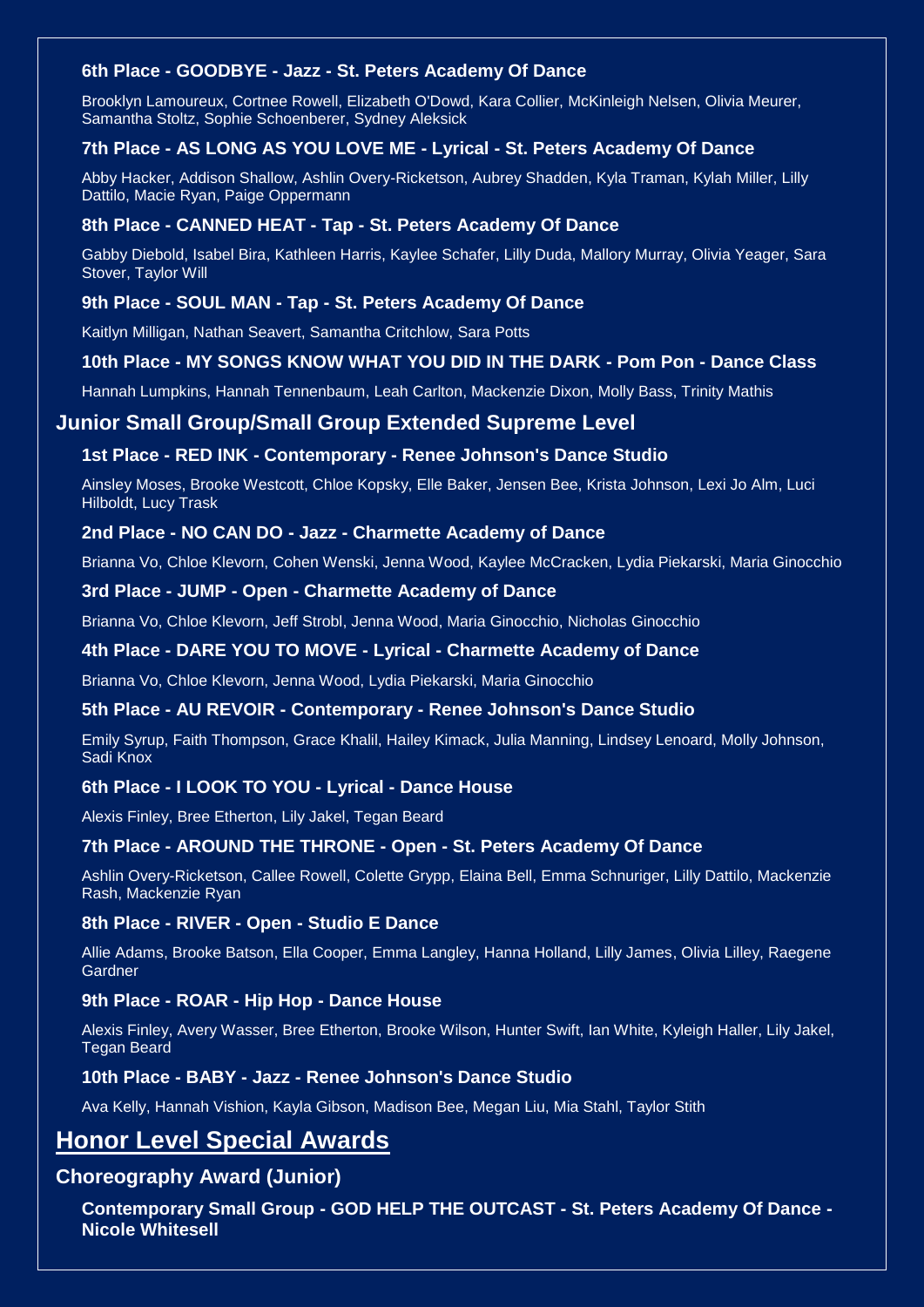#### 6th Place - GOODBYE - Jazz - St. Peters Academy Of Dance

Brooklyn Lamoureux, Cortnee Rowell, Elizabeth O'Dowd, Kara Collier, McKinleigh Nelsen, Olivia Meurer, Samantha Stoltz, Sophie Schoenberer, Sydney Aleksick

#### 7th Place - AS LONG AS YOU LOVE ME - Lyrical - St. Peters Academy Of Dance

Abby Hacker, Addison Shallow, Ashlin Overy-Ricketson, Aubrey Shadden, Kyla Traman, Kylah Miller, Lilly Dattilo, Macie Ryan, Paige Oppermann

#### 8th Place - CANNED HEAT - Tap - St. Peters Academy Of Dance

Gabby Diebold, Isabel Bira, Kathleen Harris, Kaylee Schafer, Lilly Duda, Mallory Murray, Olivia Yeager, Sara Stover, Taylor Will

#### 9th Place - SOUL MAN - Tap - St. Peters Academy Of Dance

Kaitlyn Milligan, Nathan Seavert, Samantha Critchlow, Sara Potts

#### 10th Place - MY SONGS KNOW WHAT YOU DID IN THE DARK - Pom Pon - Dance Class

Hannah Lumpkins, Hannah Tennenbaum, Leah Carlton, Mackenzie Dixon, Molly Bass, Trinity Mathis

### Junior Small Group/Small Group Extended Supreme Level

#### 1st Place - RED INK - Contemporary - Renee Johnson's Dance Studio

Ainsley Moses, Brooke Westcott, Chloe Kopsky, Elle Baker, Jensen Bee, Krista Johnson, Lexi Jo Alm, Luci Hilboldt, Lucy Trask

#### 2nd Place - NO CAN DO - Jazz - Charmette Academy of Dance

Brianna Vo, Chloe Klevorn, Cohen Wenski, Jenna Wood, Kaylee McCracken, Lydia Piekarski, Maria Ginocchio

#### 3rd Place - JUMP - Open - Charmette Academy of Dance

Brianna Vo, Chloe Klevorn, Jeff Strobl, Jenna Wood, Maria Ginocchio, Nicholas Ginocchio

#### 4th Place - DARE YOU TO MOVE - Lyrical - Charmette Academy of Dance

Brianna Vo, Chloe Klevorn, Jenna Wood, Lydia Piekarski, Maria Ginocchio

#### 5th Place - AU REVOIR - Contemporary - Renee Johnson's Dance Studio

Emily Syrup, Faith Thompson, Grace Khalil, Hailey Kimack, Julia Manning, Lindsey Lenoard, Molly Johnson, Sadi Knox

#### 6th Place - I LOOK TO YOU - Lyrical - Dance House

Alexis Finley, Bree Etherton, Lily Jakel, Tegan Beard

#### 7th Place - AROUND THE THRONE - Open - St. Peters Academy Of Dance

Ashlin Overy-Ricketson, Callee Rowell, Colette Grypp, Elaina Bell, Emma Schnuriger, Lilly Dattilo, Mackenzie Rash, Mackenzie Ryan

#### 8th Place - RIVER - Open - Studio E Dance

Allie Adams, Brooke Batson, Ella Cooper, Emma Langley, Hanna Holland, Lilly James, Olivia Lilley, Raegene Gardner

#### 9th Place - ROAR - Hip Hop - Dance House

Alexis Finley, Avery Wasser, Bree Etherton, Brooke Wilson, Hunter Swift, Ian White, Kyleigh Haller, Lily Jakel, Tegan Beard

#### 10th Place - BABY - Jazz - Renee Johnson's Dance Studio

Ava Kelly, Hannah Vishion, Kayla Gibson, Madison Bee, Megan Liu, Mia Stahl, Taylor Stith

## Honor Level Special Awards

### Choreography Award (Junior)

#### Contemporary Small Group - GOD HELP THE OUTCAST - St. Peters Academy Of Dance - Nicole Whitesell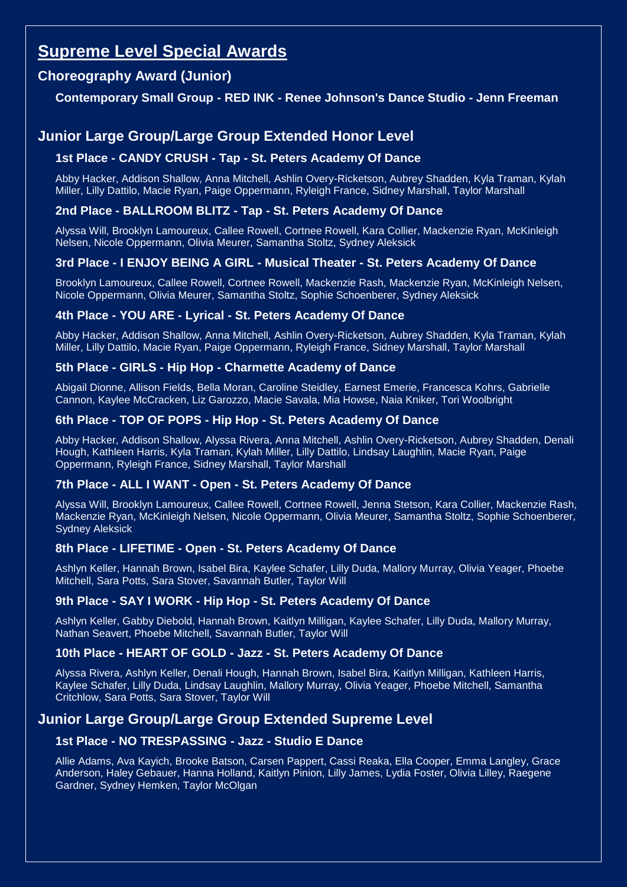# Supreme Level Special Awards

## Choreography Award (Junior)

**Contemporary Small Group - RED INK - Renee Johnson's Dance Studio - Jenn Freeman**

## Junior Large Group/Large Group Extended Honor Level

### 1st Place - CANDY CRUSH - Tap - St. Peters Academy Of Dance

Abby Hacker, Addison Shallow, Anna Mitchell, Ashlin Overy-Ricketson, Aubrey Shadden, Kyla Traman, Kylah Miller, Lilly Dattilo, Macie Ryan, Paige Oppermann, Ryleigh France, Sidney Marshall, Taylor Marshall

### 2nd Place - BALLROOM BLITZ - Tap - St. Peters Academy Of Dance

Alyssa Will, Brooklyn Lamoureux, Callee Rowell, Cortnee Rowell, Kara Collier, Mackenzie Ryan, McKinleigh Nelsen, Nicole Oppermann, Olivia Meurer, Samantha Stoltz, Sydney Aleksick

### 3rd Place - I ENJOY BEING A GIRL - Musical Theater - St. Peters Academy Of Dance

Brooklyn Lamoureux, Callee Rowell, Cortnee Rowell, Mackenzie Rash, Mackenzie Ryan, McKinleigh Nelsen, Nicole Oppermann, Olivia Meurer, Samantha Stoltz, Sophie Schoenberer, Sydney Aleksick

### 4th Place - YOU ARE - Lyrical - St. Peters Academy Of Dance

Abby Hacker, Addison Shallow, Anna Mitchell, Ashlin Overy-Ricketson, Aubrey Shadden, Kyla Traman, Kylah Miller, Lilly Dattilo, Macie Ryan, Paige Oppermann, Ryleigh France, Sidney Marshall, Taylor Marshall

### 5th Place - GIRLS - Hip Hop - Charmette Academy of Dance

Abigail Dionne, Allison Fields, Bella Moran, Caroline Steidley, Earnest Emerie, Francesca Kohrs, Gabrielle Cannon, Kaylee McCracken, Liz Garozzo, Macie Savala, Mia Howse, Naia Kniker, Tori Woolbright

### 6th Place - TOP OF POPS - Hip Hop - St. Peters Academy Of Dance

Abby Hacker, Addison Shallow, Alyssa Rivera, Anna Mitchell, Ashlin Overy-Ricketson, Aubrey Shadden, Denali Hough, Kathleen Harris, Kyla Traman, Kylah Miller, Lilly Dattilo, Lindsay Laughlin, Macie Ryan, Paige Oppermann, Ryleigh France, Sidney Marshall, Taylor Marshall

### 7th Place - ALL I WANT - Open - St. Peters Academy Of Dance

Alyssa Will, Brooklyn Lamoureux, Callee Rowell, Cortnee Rowell, Jenna Stetson, Kara Collier, Mackenzie Rash, Mackenzie Ryan, McKinleigh Nelsen, Nicole Oppermann, Olivia Meurer, Samantha Stoltz, Sophie Schoenberer, Sydney Aleksick

### 8th Place - LIFETIME - Open - St. Peters Academy Of Dance

Ashlyn Keller, Hannah Brown, Isabel Bira, Kaylee Schafer, Lilly Duda, Mallory Murray, Olivia Yeager, Phoebe Mitchell, Sara Potts, Sara Stover, Savannah Butler, Taylor Will

### 9th Place - SAY I WORK - Hip Hop - St. Peters Academy Of Dance

Ashlyn Keller, Gabby Diebold, Hannah Brown, Kaitlyn Milligan, Kaylee Schafer, Lilly Duda, Mallory Murray, Nathan Seavert, Phoebe Mitchell, Savannah Butler, Taylor Will

### 10th Place - HEART OF GOLD - Jazz - St. Peters Academy Of Dance

Alyssa Rivera, Ashlyn Keller, Denali Hough, Hannah Brown, Isabel Bira, Kaitlyn Milligan, Kathleen Harris, Kaylee Schafer, Lilly Duda, Lindsay Laughlin, Mallory Murray, Olivia Yeager, Phoebe Mitchell, Samantha Critchlow, Sara Potts, Sara Stover, Taylor Will

## Junior Large Group/Large Group Extended Supreme Level

### 1st Place - NO TRESPASSING - Jazz - Studio E Dance

Allie Adams, Ava Kayich, Brooke Batson, Carsen Pappert, Cassi Reaka, Ella Cooper, Emma Langley, Grace Anderson, Haley Gebauer, Hanna Holland, Kaitlyn Pinion, Lilly James, Lydia Foster, Olivia Lilley, Raegene Gardner, Sydney Hemken, Taylor McOlgan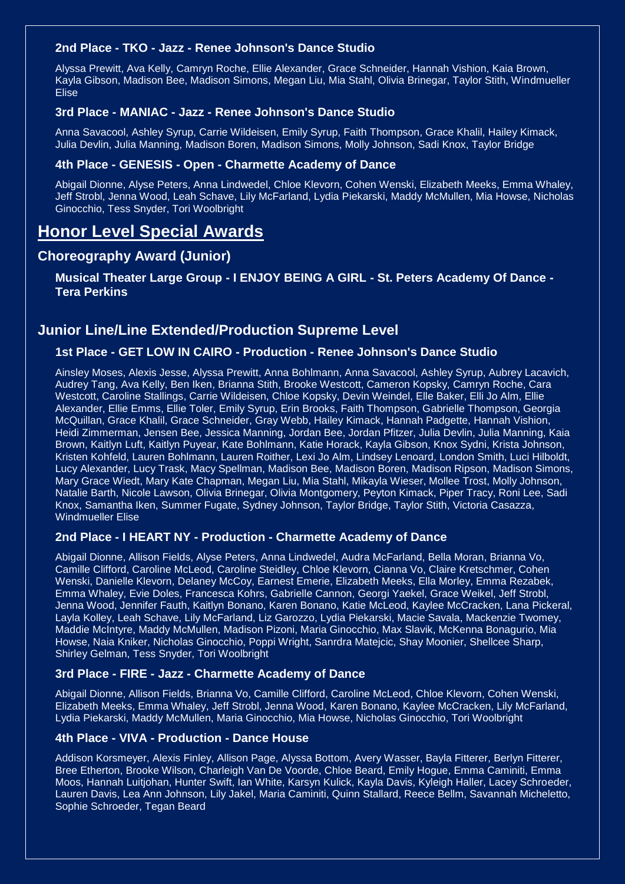### 2nd Place - TKO - Jazz - Renee Johnson's Dance Studio

Alyssa Prewitt, Ava Kelly, Camryn Roche, Ellie Alexander, Grace Schneider, Hannah Vishion, Kaia Brown, Kayla Gibson, Madison Bee, Madison Simons, Megan Liu, Mia Stahl, Olivia Brinegar, Taylor Stith, Windmueller Elise

### 3rd Place - MANIAC - Jazz - Renee Johnson's Dance Studio

Anna Savacool, Ashley Syrup, Carrie Wildeisen, Emily Syrup, Faith Thompson, Grace Khalil, Hailey Kimack, Julia Devlin, Julia Manning, Madison Boren, Madison Simons, Molly Johnson, Sadi Knox, Taylor Bridge

### 4th Place - GENESIS - Open - Charmette Academy of Dance

Abigail Dionne, Alyse Peters, Anna Lindwedel, Chloe Klevorn, Cohen Wenski, Elizabeth Meeks, Emma Whaley, Jeff Strobl, Jenna Wood, Leah Schave, Lily McFarland, Lydia Piekarski, Maddy McMullen, Mia Howse, Nicholas Ginocchio, Tess Snyder, Tori Woolbright

# Honor Level Special Awards

## Choreography Award (Junior)

**Musical Theater Large Group - I ENJOY BEING A GIRL - St. Peters Academy Of Dance - Tera Perkins**

## Junior Line/Line Extended/Production Supreme Level

### 1st Place - GET LOW IN CAIRO - Production - Renee Johnson's Dance Studio

Ainsley Moses, Alexis Jesse, Alyssa Prewitt, Anna Bohlmann, Anna Savacool, Ashley Syrup, Aubrey Lacavich, Audrey Tang, Ava Kelly, Ben Iken, Brianna Stith, Brooke Westcott, Cameron Kopsky, Camryn Roche, Cara Westcott, Caroline Stallings, Carrie Wildeisen, Chloe Kopsky, Devin Weindel, Elle Baker, Elli Jo Alm, Ellie Alexander, Ellie Emms, Ellie Toler, Emily Syrup, Erin Brooks, Faith Thompson, Gabrielle Thompson, Georgia McQuillan, Grace Khalil, Grace Schneider, Gray Webb, Hailey Kimack, Hannah Padgette, Hannah Vishion, Heidi Zimmerman, Jensen Bee, Jessica Manning, Jordan Bee, Jordan Pfitzer, Julia Devlin, Julia Manning, Kaia Brown, Kaitlyn Luft, Kaitlyn Puyear, Kate Bohlmann, Katie Horack, Kayla Gibson, Knox Sydni, Krista Johnson, Kristen Kohfeld, Lauren Bohlmann, Lauren Roither, Lexi Jo Alm, Lindsey Lenoard, London Smith, Luci Hilboldt, Lucy Alexander, Lucy Trask, Macy Spellman, Madison Bee, Madison Boren, Madison Ripson, Madison Simons, Mary Grace Wiedt, Mary Kate Chapman, Megan Liu, Mia Stahl, Mikayla Wieser, Mollee Trost, Molly Johnson, Natalie Barth, Nicole Lawson, Olivia Brinegar, Olivia Montgomery, Peyton Kimack, Piper Tracy, Roni Lee, Sadi Knox, Samantha Iken, Summer Fugate, Sydney Johnson, Taylor Bridge, Taylor Stith, Victoria Casazza, Windmueller Elise

### 2nd Place - I HEART NY - Production - Charmette Academy of Dance

Abigail Dionne, Allison Fields, Alyse Peters, Anna Lindwedel, Audra McFarland, Bella Moran, Brianna Vo, Camille Clifford, Caroline McLeod, Caroline Steidley, Chloe Klevorn, Cianna Vo, Claire Kretschmer, Cohen Wenski, Danielle Klevorn, Delaney McCoy, Earnest Emerie, Elizabeth Meeks, Ella Morley, Emma Rezabek, Emma Whaley, Evie Doles, Francesca Kohrs, Gabrielle Cannon, Georgi Yaekel, Grace Weikel, Jeff Strobl, Jenna Wood, Jennifer Fauth, Kaitlyn Bonano, Karen Bonano, Katie McLeod, Kaylee McCracken, Lana Pickeral, Layla Kolley, Leah Schave, Lily McFarland, Liz Garozzo, Lydia Piekarski, Macie Savala, Mackenzie Twomey, Maddie McIntyre, Maddy McMullen, Madison Pizoni, Maria Ginocchio, Max Slavik, McKenna Bonagurio, Mia Howse, Naia Kniker, Nicholas Ginocchio, Poppi Wright, Sanrdra Matejcic, Shay Moonier, Shellcee Sharp, Shirley Gelman, Tess Snyder, Tori Woolbright

### 3rd Place - FIRE - Jazz - Charmette Academy of Dance

Abigail Dionne, Allison Fields, Brianna Vo, Camille Clifford, Caroline McLeod, Chloe Klevorn, Cohen Wenski, Elizabeth Meeks, Emma Whaley, Jeff Strobl, Jenna Wood, Karen Bonano, Kaylee McCracken, Lily McFarland, Lydia Piekarski, Maddy McMullen, Maria Ginocchio, Mia Howse, Nicholas Ginocchio, Tori Woolbright

### 4th Place - VIVA - Production - Dance House

Addison Korsmeyer, Alexis Finley, Allison Page, Alyssa Bottom, Avery Wasser, Bayla Fitterer, Berlyn Fitterer, Bree Etherton, Brooke Wilson, Charleigh Van De Voorde, Chloe Beard, Emily Hogue, Emma Caminiti, Emma Moos, Hannah Luitjohan, Hunter Swift, Ian White, Karsyn Kulick, Kayla Davis, Kyleigh Haller, Lacey Schroeder, Lauren Davis, Lea Ann Johnson, Lily Jakel, Maria Caminiti, Quinn Stallard, Reece Bellm, Savannah Micheletto, Sophie Schroeder, Tegan Beard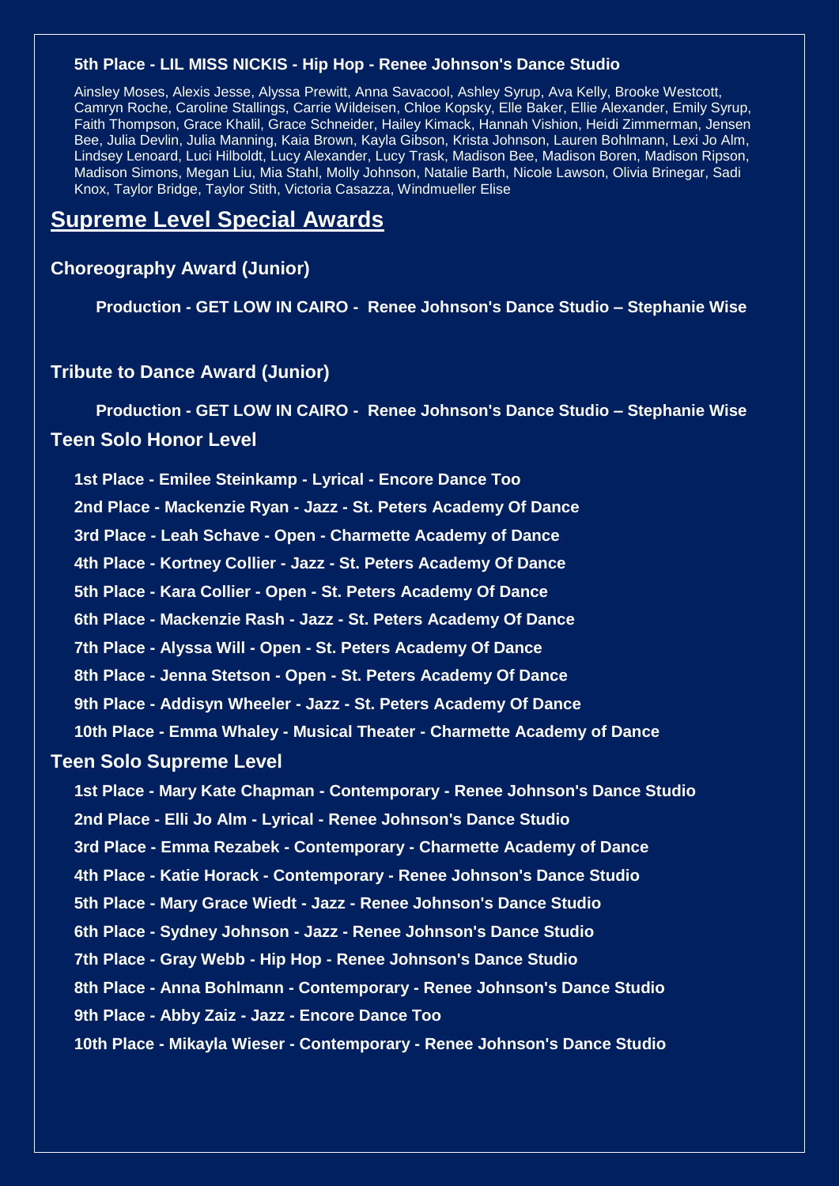**5th Place - LIL MISS NICKIS - Hip Hop - Renee Johnson's Dance Studio**

Ainsley Moses, Alexis Jesse, Alyssa Prewitt, Anna Savacool, Ashley Syrup, Ava Kelly, Brooke Westcott, Camryn Roche, Caroline Stallings, Carrie Wildeisen, Chloe Kopsky, Elle Baker, Ellie Alexander, Emily Syrup, Faith Thompson, Grace Khalil, Grace Schneider, Hailey Kimack, Hannah Vishion, Heidi Zimmerman, Jensen Bee, Julia Devlin, Julia Manning, Kaia Brown, Kayla Gibson, Krista Johnson, Lauren Bohlmann, Lexi Jo Alm, Lindsey Lenoard, Luci Hilboldt, Lucy Alexander, Lucy Trask, Madison Bee, Madison Boren, Madison Ripson, Madison Simons, Megan Liu, Mia Stahl, Molly Johnson, Natalie Barth, Nicole Lawson, Olivia Brinegar, Sadi Knox, Taylor Bridge, Taylor Stith, Victoria Casazza, Windmueller Elise

## Supreme Level Special Awards

### Choreography Award (Junior)

**Production - GET LOW IN CAIRO - Renee Johnson's Dance Studio – Stephanie Wise**

### Tribute to Dance Award (Junior)

**Production - GET LOW IN CAIRO - Renee Johnson's Dance Studio – Stephanie Wise**

### Teen Solo Honor Level

**1st Place - Emilee Steinkamp - Lyrical - Encore Dance Too**

**2nd Place - Mackenzie Ryan - Jazz - St. Peters Academy Of Dance**

**3rd Place - Leah Schave - Open - Charmette Academy of Dance**

**4th Place - Kortney Collier - Jazz - St. Peters Academy Of Dance**

**5th Place - Kara Collier - Open - St. Peters Academy Of Dance**

**6th Place - Mackenzie Rash - Jazz - St. Peters Academy Of Dance**

**7th Place - Alyssa Will - Open - St. Peters Academy Of Dance**

**8th Place - Jenna Stetson - Open - St. Peters Academy Of Dance**

**9th Place - Addisyn Wheeler - Jazz - St. Peters Academy Of Dance**

**10th Place - Emma Whaley - Musical Theater - Charmette Academy of Dance**

### Teen Solo Supreme Level

**1st Place - Mary Kate Chapman - Contemporary - Renee Johnson's Dance Studio**

**2nd Place - Elli Jo Alm - Lyrical - Renee Johnson's Dance Studio**

**3rd Place - Emma Rezabek - Contemporary - Charmette Academy of Dance**

**4th Place - Katie Horack - Contemporary - Renee Johnson's Dance Studio**

**5th Place - Mary Grace Wiedt - Jazz - Renee Johnson's Dance Studio**

**6th Place - Sydney Johnson - Jazz - Renee Johnson's Dance Studio**

**7th Place - Gray Webb - Hip Hop - Renee Johnson's Dance Studio**

**8th Place - Anna Bohlmann - Contemporary - Renee Johnson's Dance Studio**

**9th Place - Abby Zaiz - Jazz - Encore Dance Too**

**10th Place - Mikayla Wieser - Contemporary - Renee Johnson's Dance Studio**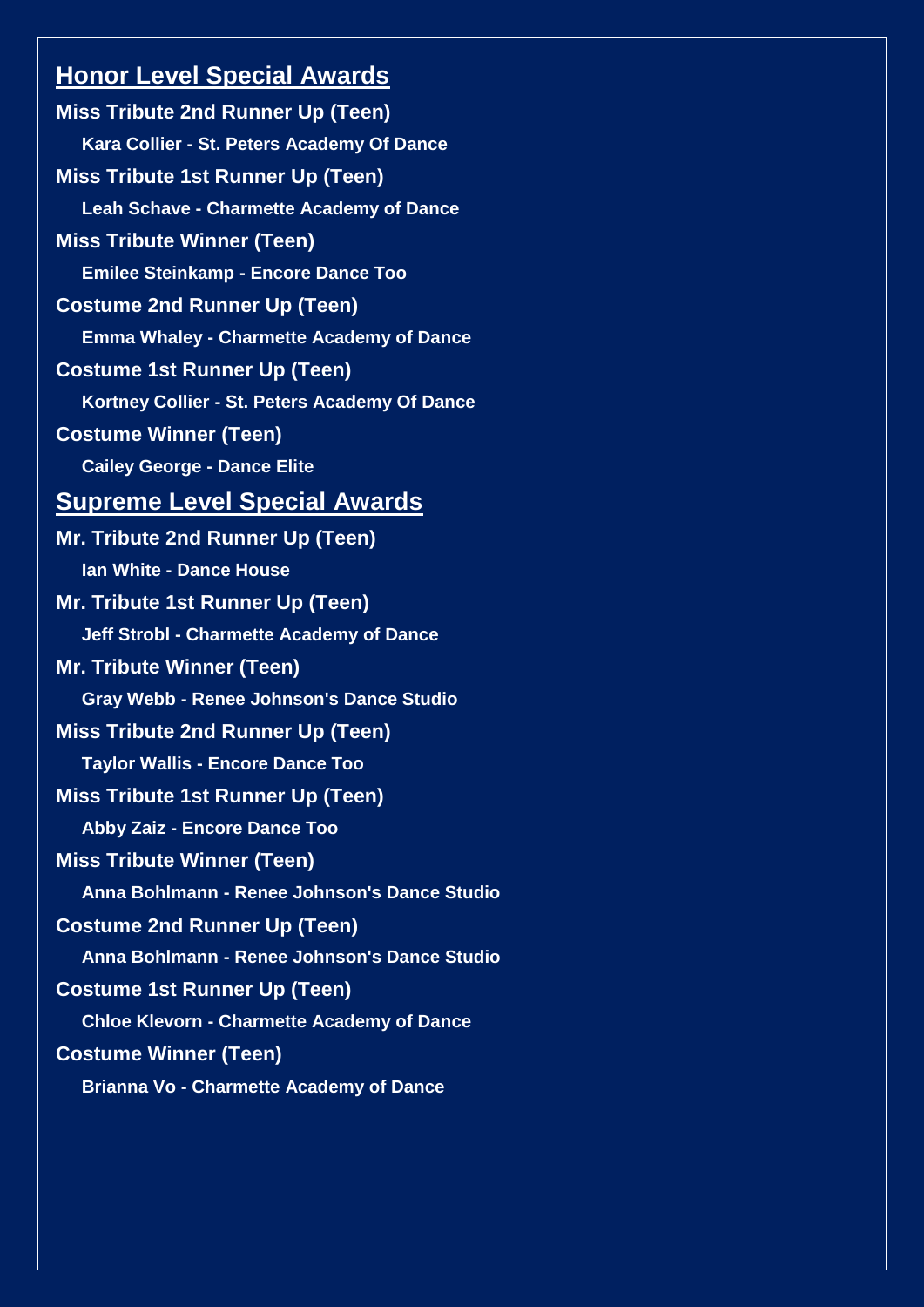## Honor Level Special Awards

**Miss Tribute 2nd Runner Up (Teen)**

**Kara Collier - St. Peters Academy Of Dance**

**Miss Tribute 1st Runner Up (Teen)**

**Leah Schave - Charmette Academy of Dance**

**Miss Tribute Winner (Teen)**

**Emilee Steinkamp - Encore Dance Too**

**Costume 2nd Runner Up (Teen)**

**Emma Whaley - Charmette Academy of Dance**

**Costume 1st Runner Up (Teen)**

**Kortney Collier - St. Peters Academy Of Dance**

**Costume Winner (Teen)**

**Cailey George - Dance Elite**

## Supreme Level Special Awards

**Mr. Tribute 2nd Runner Up (Teen)**

**Ian White - Dance House**

**Mr. Tribute 1st Runner Up (Teen)**

**Jeff Strobl - Charmette Academy of Dance**

**Mr. Tribute Winner (Teen)**

**Gray Webb - Renee Johnson's Dance Studio**

**Miss Tribute 2nd Runner Up (Teen)**

**Taylor Wallis - Encore Dance Too**

**Miss Tribute 1st Runner Up (Teen)**

**Abby Zaiz - Encore Dance Too**

**Miss Tribute Winner (Teen)**

**Anna Bohlmann - Renee Johnson's Dance Studio**

**Costume 2nd Runner Up (Teen)**

**Anna Bohlmann - Renee Johnson's Dance Studio**

**Costume 1st Runner Up (Teen)**

**Chloe Klevorn - Charmette Academy of Dance**

**Costume Winner (Teen)**

**Brianna Vo - Charmette Academy of Dance**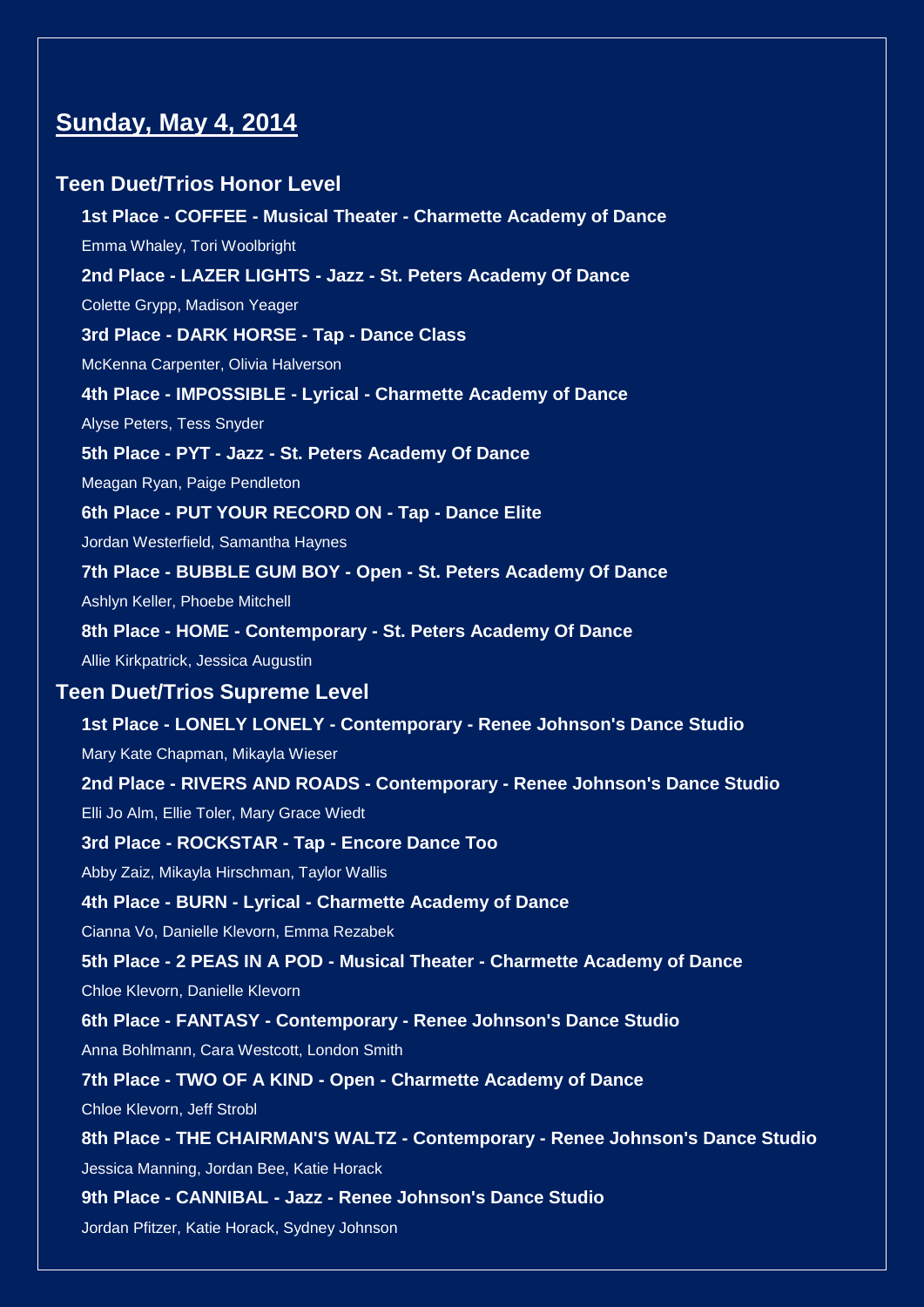## Sunday, May 4, 2014

### Teen Duet/Trios Honor Level

**1st Place - COFFEE - Musical Theater - Charmette Academy of Dance**

Emma Whaley, Tori Woolbright

**2nd Place - LAZER LIGHTS - Jazz - St. Peters Academy Of Dance**

Colette Grypp, Madison Yeager

**3rd Place - DARK HORSE - Tap - Dance Class**

McKenna Carpenter, Olivia Halverson

**4th Place - IMPOSSIBLE - Lyrical - Charmette Academy of Dance**

Alyse Peters, Tess Snyder

**5th Place - PYT - Jazz - St. Peters Academy Of Dance**

Meagan Ryan, Paige Pendleton

**6th Place - PUT YOUR RECORD ON - Tap - Dance Elite**

Jordan Westerfield, Samantha Haynes

**7th Place - BUBBLE GUM BOY - Open - St. Peters Academy Of Dance**

Ashlyn Keller, Phoebe Mitchell

**8th Place - HOME - Contemporary - St. Peters Academy Of Dance**

Allie Kirkpatrick, Jessica Augustin

### Teen Duet/Trios Supreme Level

**1st Place - LONELY LONELY - Contemporary - Renee Johnson's Dance Studio**

Mary Kate Chapman, Mikayla Wieser

**2nd Place - RIVERS AND ROADS - Contemporary - Renee Johnson's Dance Studio**

Elli Jo Alm, Ellie Toler, Mary Grace Wiedt

**3rd Place - ROCKSTAR - Tap - Encore Dance Too**

Abby Zaiz, Mikayla Hirschman, Taylor Wallis

**4th Place - BURN - Lyrical - Charmette Academy of Dance**

Cianna Vo, Danielle Klevorn, Emma Rezabek

**5th Place - 2 PEAS IN A POD - Musical Theater - Charmette Academy of Dance**

Chloe Klevorn, Danielle Klevorn

**6th Place - FANTASY - Contemporary - Renee Johnson's Dance Studio**

Anna Bohlmann, Cara Westcott, London Smith

**7th Place - TWO OF A KIND - Open - Charmette Academy of Dance**

Chloe Klevorn, Jeff Strobl

**8th Place - THE CHAIRMAN'S WALTZ - Contemporary - Renee Johnson's Dance Studio**

Jessica Manning, Jordan Bee, Katie Horack

**9th Place - CANNIBAL - Jazz - Renee Johnson's Dance Studio**

Jordan Pfitzer, Katie Horack, Sydney Johnson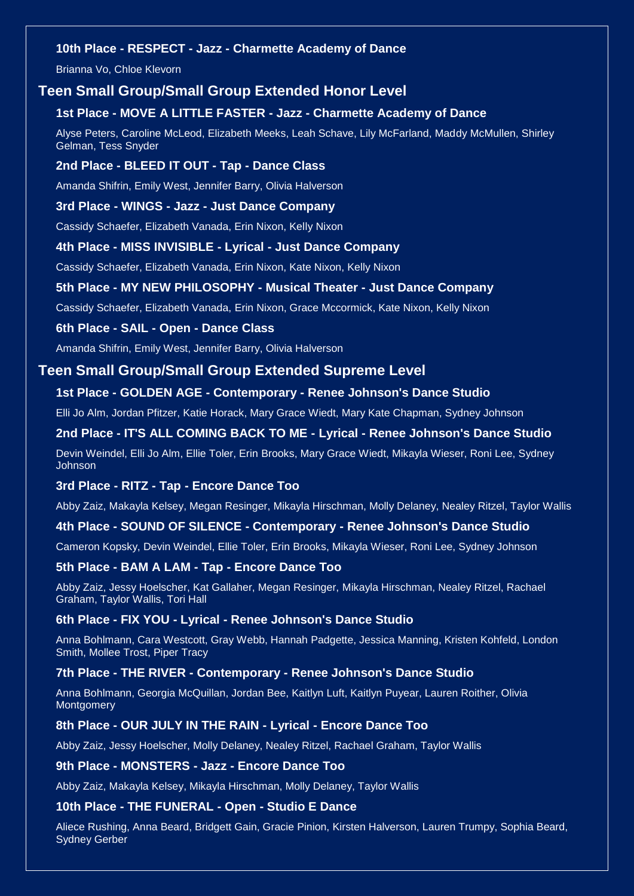### 10th Place - RESPECT - Jazz - Charmette Academy of Dance

Brianna Vo, Chloe Klevorn

## Teen Small Group/Small Group Extended Honor Level

### 1st Place - MOVE A LITTLE FASTER - Jazz - Charmette Academy of Dance

Alyse Peters, Caroline McLeod, Elizabeth Meeks, Leah Schave, Lily McFarland, Maddy McMullen, Shirley Gelman, Tess Snyder

### 2nd Place - BLEED IT OUT - Tap - Dance Class

Amanda Shifrin, Emily West, Jennifer Barry, Olivia Halverson

### 3rd Place - WINGS - Jazz - Just Dance Company

Cassidy Schaefer, Elizabeth Vanada, Erin Nixon, Kelly Nixon

### 4th Place - MISS INVISIBLE - Lyrical - Just Dance Company

Cassidy Schaefer, Elizabeth Vanada, Erin Nixon, Kate Nixon, Kelly Nixon

### 5th Place - MY NEW PHILOSOPHY - Musical Theater - Just Dance Company

Cassidy Schaefer, Elizabeth Vanada, Erin Nixon, Grace Mccormick, Kate Nixon, Kelly Nixon

### 6th Place - SAIL - Open - Dance Class

Amanda Shifrin, Emily West, Jennifer Barry, Olivia Halverson

## Teen Small Group/Small Group Extended Supreme Level

### 1st Place - GOLDEN AGE - Contemporary - Renee Johnson's Dance Studio

Elli Jo Alm, Jordan Pfitzer, Katie Horack, Mary Grace Wiedt, Mary Kate Chapman, Sydney Johnson

### 2nd Place - IT'S ALL COMING BACK TO ME - Lyrical - Renee Johnson's Dance Studio

Devin Weindel, Elli Jo Alm, Ellie Toler, Erin Brooks, Mary Grace Wiedt, Mikayla Wieser, Roni Lee, Sydney Johnson

### 3rd Place - RITZ - Tap - Encore Dance Too

Abby Zaiz, Makayla Kelsey, Megan Resinger, Mikayla Hirschman, Molly Delaney, Nealey Ritzel, Taylor Wallis

### 4th Place - SOUND OF SILENCE - Contemporary - Renee Johnson's Dance Studio

Cameron Kopsky, Devin Weindel, Ellie Toler, Erin Brooks, Mikayla Wieser, Roni Lee, Sydney Johnson

### 5th Place - BAM A LAM - Tap - Encore Dance Too

Abby Zaiz, Jessy Hoelscher, Kat Gallaher, Megan Resinger, Mikayla Hirschman, Nealey Ritzel, Rachael Graham, Taylor Wallis, Tori Hall

### 6th Place - FIX YOU - Lyrical - Renee Johnson's Dance Studio

Anna Bohlmann, Cara Westcott, Gray Webb, Hannah Padgette, Jessica Manning, Kristen Kohfeld, London Smith, Mollee Trost, Piper Tracy

### 7th Place - THE RIVER - Contemporary - Renee Johnson's Dance Studio

Anna Bohlmann, Georgia McQuillan, Jordan Bee, Kaitlyn Luft, Kaitlyn Puyear, Lauren Roither, Olivia Montgomery

### 8th Place - OUR JULY IN THE RAIN - Lyrical - Encore Dance Too

Abby Zaiz, Jessy Hoelscher, Molly Delaney, Nealey Ritzel, Rachael Graham, Taylor Wallis

### 9th Place - MONSTERS - Jazz - Encore Dance Too

Abby Zaiz, Makayla Kelsey, Mikayla Hirschman, Molly Delaney, Taylor Wallis

### 10th Place - THE FUNERAL - Open - Studio E Dance

Aliece Rushing, Anna Beard, Bridgett Gain, Gracie Pinion, Kirsten Halverson, Lauren Trumpy, Sophia Beard, Sydney Gerber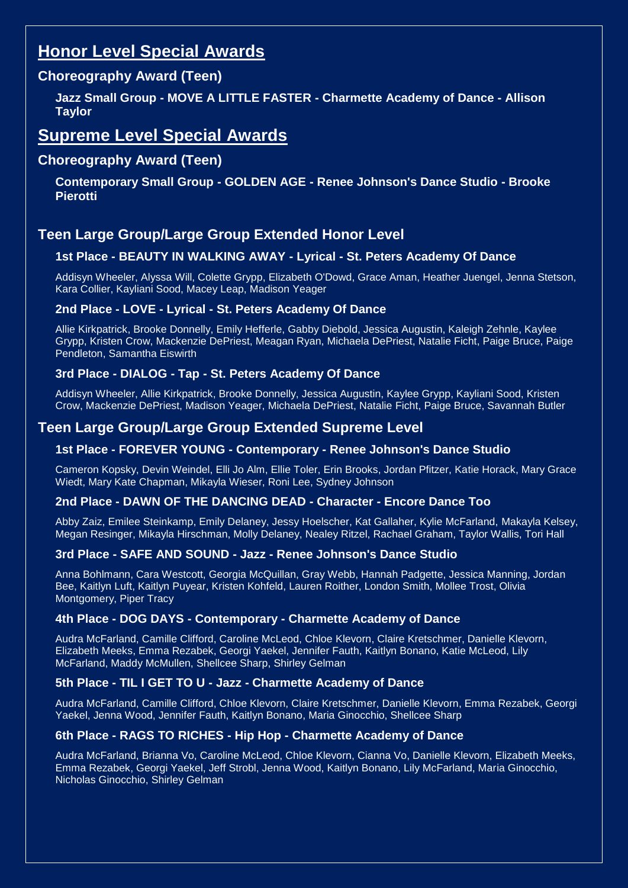## Honor Level Special Awards

### Choreography Award (Teen)

**Jazz Small Group - MOVE A LITTLE FASTER - Charmette Academy of Dance - Allison Taylor**

## Supreme Level Special Awards

### Choreography Award (Teen)

**Contemporary Small Group - GOLDEN AGE - Renee Johnson's Dance Studio - Brooke Pierotti**

### Teen Large Group/Large Group Extended Honor Level

#### 1st Place - BEAUTY IN WALKING AWAY - Lyrical - St. Peters Academy Of Dance

Addisyn Wheeler, Alyssa Will, Colette Grypp, Elizabeth O'Dowd, Grace Aman, Heather Juengel, Jenna Stetson, Kara Collier, Kayliani Sood, Macey Leap, Madison Yeager

#### 2nd Place - LOVE - Lyrical - St. Peters Academy Of Dance

Allie Kirkpatrick, Brooke Donnelly, Emily Hefferle, Gabby Diebold, Jessica Augustin, Kaleigh Zehnle, Kaylee Grypp, Kristen Crow, Mackenzie DePriest, Meagan Ryan, Michaela DePriest, Natalie Ficht, Paige Bruce, Paige Pendleton, Samantha Eiswirth

#### 3rd Place - DIALOG - Tap - St. Peters Academy Of Dance

Addisyn Wheeler, Allie Kirkpatrick, Brooke Donnelly, Jessica Augustin, Kaylee Grypp, Kayliani Sood, Kristen Crow, Mackenzie DePriest, Madison Yeager, Michaela DePriest, Natalie Ficht, Paige Bruce, Savannah Butler

### Teen Large Group/Large Group Extended Supreme Level

#### 1st Place - FOREVER YOUNG - Contemporary - Renee Johnson's Dance Studio

Cameron Kopsky, Devin Weindel, Elli Jo Alm, Ellie Toler, Erin Brooks, Jordan Pfitzer, Katie Horack, Mary Grace Wiedt, Mary Kate Chapman, Mikayla Wieser, Roni Lee, Sydney Johnson

#### 2nd Place - DAWN OF THE DANCING DEAD - Character - Encore Dance Too

Abby Zaiz, Emilee Steinkamp, Emily Delaney, Jessy Hoelscher, Kat Gallaher, Kylie McFarland, Makayla Kelsey, Megan Resinger, Mikayla Hirschman, Molly Delaney, Nealey Ritzel, Rachael Graham, Taylor Wallis, Tori Hall

#### 3rd Place - SAFE AND SOUND - Jazz - Renee Johnson's Dance Studio

Anna Bohlmann, Cara Westcott, Georgia McQuillan, Gray Webb, Hannah Padgette, Jessica Manning, Jordan Bee, Kaitlyn Luft, Kaitlyn Puyear, Kristen Kohfeld, Lauren Roither, London Smith, Mollee Trost, Olivia Montgomery, Piper Tracy

#### 4th Place - DOG DAYS - Contemporary - Charmette Academy of Dance

Audra McFarland, Camille Clifford, Caroline McLeod, Chloe Klevorn, Claire Kretschmer, Danielle Klevorn, Elizabeth Meeks, Emma Rezabek, Georgi Yaekel, Jennifer Fauth, Kaitlyn Bonano, Katie McLeod, Lily McFarland, Maddy McMullen, Shellcee Sharp, Shirley Gelman

#### 5th Place - TIL I GET TO U - Jazz - Charmette Academy of Dance

Audra McFarland, Camille Clifford, Chloe Klevorn, Claire Kretschmer, Danielle Klevorn, Emma Rezabek, Georgi Yaekel, Jenna Wood, Jennifer Fauth, Kaitlyn Bonano, Maria Ginocchio, Shellcee Sharp

#### 6th Place - RAGS TO RICHES - Hip Hop - Charmette Academy of Dance

Audra McFarland, Brianna Vo, Caroline McLeod, Chloe Klevorn, Cianna Vo, Danielle Klevorn, Elizabeth Meeks, Emma Rezabek, Georgi Yaekel, Jeff Strobl, Jenna Wood, Kaitlyn Bonano, Lily McFarland, Maria Ginocchio, Nicholas Ginocchio, Shirley Gelman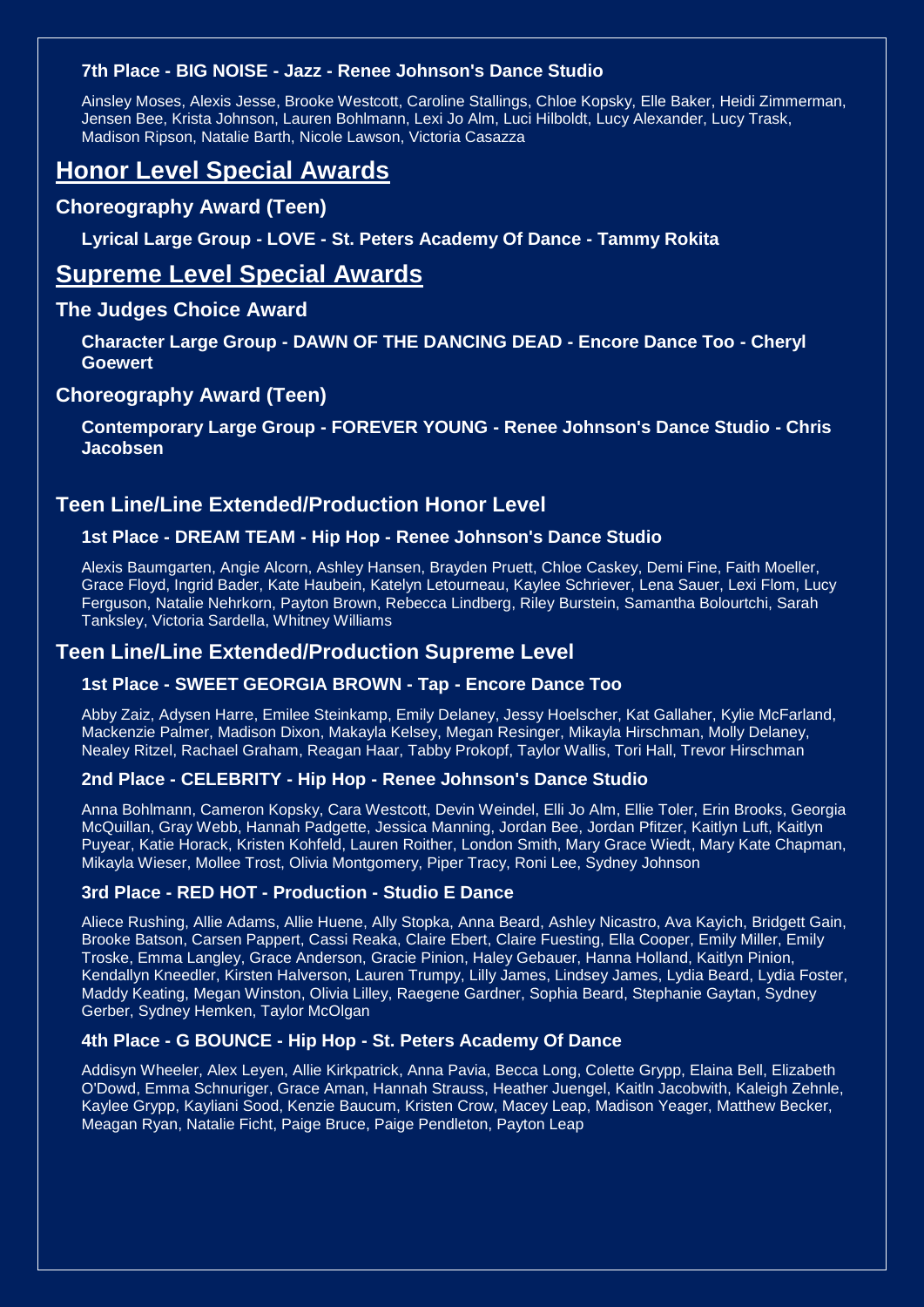#### 7th Place - BIG NOISE - Jazz - Renee Johnson's Dance Studio

Ainsley Moses, Alexis Jesse, Brooke Westcott, Caroline Stallings, Chloe Kopsky, Elle Baker, Heidi Zimmerman, Jensen Bee, Krista Johnson, Lauren Bohlmann, Lexi Jo Alm, Luci Hilboldt, Lucy Alexander, Lucy Trask, Madison Ripson, Natalie Barth, Nicole Lawson, Victoria Casazza

## Honor Level Special Awards

### Choreography Award (Teen)

**Lyrical Large Group - LOVE - St. Peters Academy Of Dance - Tammy Rokita**

## Supreme Level Special Awards

### The Judges Choice Award

**Character Large Group - DAWN OF THE DANCING DEAD - Encore Dance Too - Cheryl Goewert**

### Choreography Award (Teen)

**Contemporary Large Group - FOREVER YOUNG - Renee Johnson's Dance Studio - Chris Jacobsen**

### Teen Line/Line Extended/Production Honor Level

#### 1st Place - DREAM TEAM - Hip Hop - Renee Johnson's Dance Studio

Alexis Baumgarten, Angie Alcorn, Ashley Hansen, Brayden Pruett, Chloe Caskey, Demi Fine, Faith Moeller, Grace Floyd, Ingrid Bader, Kate Haubein, Katelyn Letourneau, Kaylee Schriever, Lena Sauer, Lexi Flom, Lucy Ferguson, Natalie Nehrkorn, Payton Brown, Rebecca Lindberg, Riley Burstein, Samantha Bolourtchi, Sarah Tanksley, Victoria Sardella, Whitney Williams

### Teen Line/Line Extended/Production Supreme Level

#### 1st Place - SWEET GEORGIA BROWN - Tap - Encore Dance Too

Abby Zaiz, Adysen Harre, Emilee Steinkamp, Emily Delaney, Jessy Hoelscher, Kat Gallaher, Kylie McFarland, Mackenzie Palmer, Madison Dixon, Makayla Kelsey, Megan Resinger, Mikayla Hirschman, Molly Delaney, Nealey Ritzel, Rachael Graham, Reagan Haar, Tabby Prokopf, Taylor Wallis, Tori Hall, Trevor Hirschman

#### 2nd Place - CELEBRITY - Hip Hop - Renee Johnson's Dance Studio

Anna Bohlmann, Cameron Kopsky, Cara Westcott, Devin Weindel, Elli Jo Alm, Ellie Toler, Erin Brooks, Georgia McQuillan, Gray Webb, Hannah Padgette, Jessica Manning, Jordan Bee, Jordan Pfitzer, Kaitlyn Luft, Kaitlyn Puyear, Katie Horack, Kristen Kohfeld, Lauren Roither, London Smith, Mary Grace Wiedt, Mary Kate Chapman, Mikayla Wieser, Mollee Trost, Olivia Montgomery, Piper Tracy, Roni Lee, Sydney Johnson

#### 3rd Place - RED HOT - Production - Studio E Dance

Aliece Rushing, Allie Adams, Allie Huene, Ally Stopka, Anna Beard, Ashley Nicastro, Ava Kayich, Bridgett Gain, Brooke Batson, Carsen Pappert, Cassi Reaka, Claire Ebert, Claire Fuesting, Ella Cooper, Emily Miller, Emily Troske, Emma Langley, Grace Anderson, Gracie Pinion, Haley Gebauer, Hanna Holland, Kaitlyn Pinion, Kendallyn Kneedler, Kirsten Halverson, Lauren Trumpy, Lilly James, Lindsey James, Lydia Beard, Lydia Foster, Maddy Keating, Megan Winston, Olivia Lilley, Raegene Gardner, Sophia Beard, Stephanie Gaytan, Sydney Gerber, Sydney Hemken, Taylor McOlgan

#### 4th Place - G BOUNCE - Hip Hop - St. Peters Academy Of Dance

Addisyn Wheeler, Alex Leyen, Allie Kirkpatrick, Anna Pavia, Becca Long, Colette Grypp, Elaina Bell, Elizabeth O'Dowd, Emma Schnuriger, Grace Aman, Hannah Strauss, Heather Juengel, Kaitln Jacobwith, Kaleigh Zehnle, Kaylee Grypp, Kayliani Sood, Kenzie Baucum, Kristen Crow, Macey Leap, Madison Yeager, Matthew Becker, Meagan Ryan, Natalie Ficht, Paige Bruce, Paige Pendleton, Payton Leap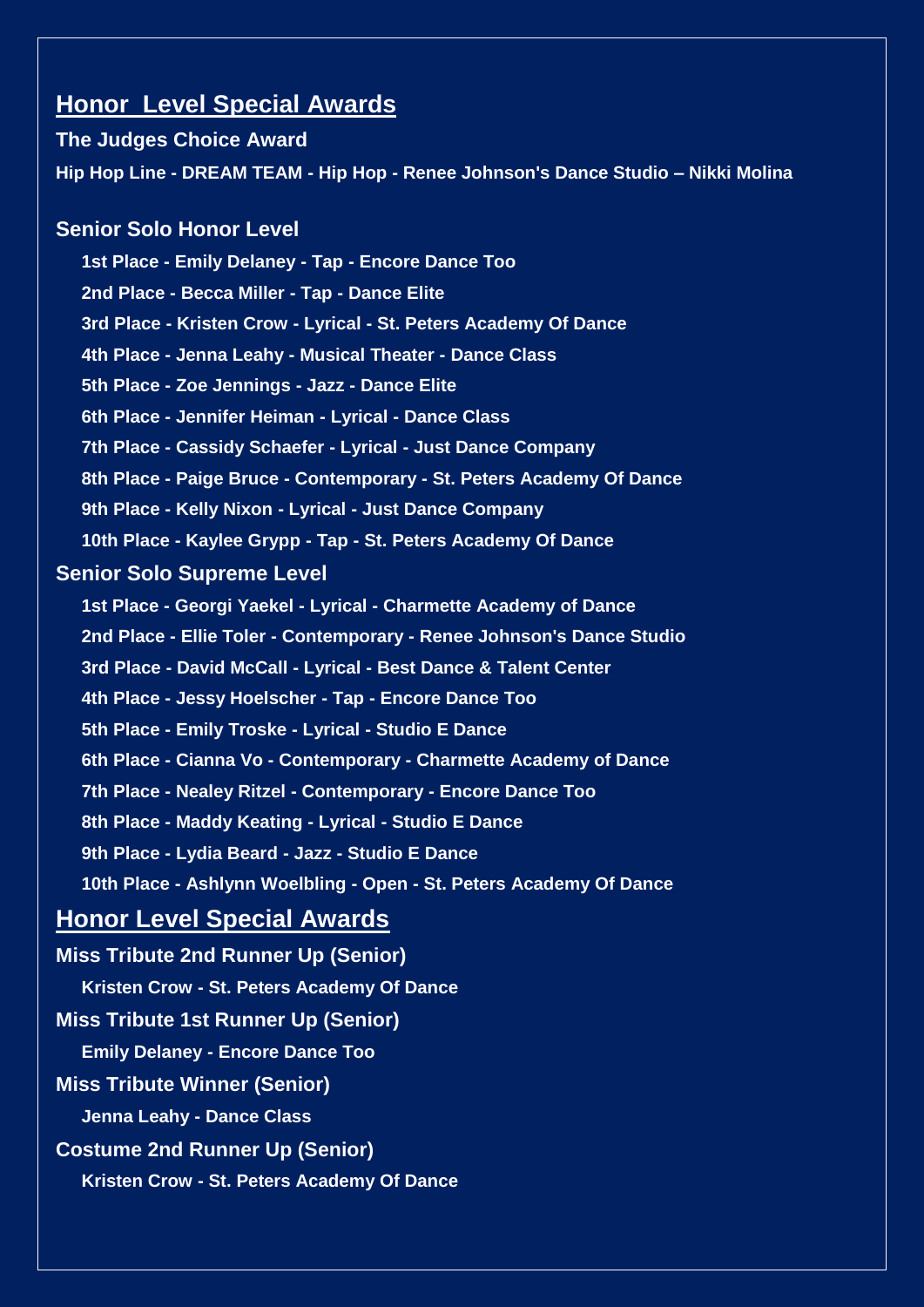## Honor Level Special Awards

**The Judges Choice Award**

**Hip Hop Line - DREAM TEAM - Hip Hop - Renee Johnson's Dance Studio – Nikki Molina**

### Senior Solo Honor Level

- 1st Place - Emily Delaney - Tap - Encore Dance Too
- 2nd Place - Becca Miller - Tap - Dance Elite
- 3rd Place - Kristen Crow - Lyrical - St. Peters Academy Of Dance
- 4th Place - Jenna Leahy - Musical Theater - Dance Class
- 5th Place - Zoe Jennings - Jazz - Dance Elite
- 6th Place - Jennifer Heiman - Lyrical - Dance Class
- 7th Place - Cassidy Schaefer - Lyrical - Just Dance Company
- 8th Place - Paige Bruce - Contemporary - St. Peters Academy Of Dance
- 9th Place - Kelly Nixon - Lyrical - Just Dance Company
- 10th Place - Kaylee Grypp - Tap - St. Peters Academy Of Dance

### Senior Solo Supreme Level

- 1st Place - Georgi Yaekel - Lyrical - Charmette Academy of Dance
- 2nd Place - Ellie Toler - Contemporary - Renee Johnson's Dance Studio
- 3rd Place - David McCall - Lyrical - Best Dance & Talent Center
- 4th Place - Jessy Hoelscher - Tap - Encore Dance Too
- 5th Place - Emily Troske - Lyrical - Studio E Dance
- 6th Place - Cianna Vo - Contemporary - Charmette Academy of Dance
- 7th Place - Nealey Ritzel - Contemporary - Encore Dance Too
- 8th Place - Maddy Keating - Lyrical - Studio E Dance
- 9th Place - Lydia Beard - Jazz - Studio E Dance
- 10th Place - Ashlynn Woelbling - Open - St. Peters Academy Of Dance

## Honor Level Special Awards

**Miss Tribute 2nd Runner Up (Senior)**

Kristen Crow - St. Peters Academy Of Dance

**Miss Tribute 1st Runner Up (Senior)**

Emily Delaney - Encore Dance Too

**Miss Tribute Winner (Senior)**

Jenna Leahy - Dance Class

**Costume 2nd Runner Up (Senior)**

Kristen Crow - St. Peters Academy Of Dance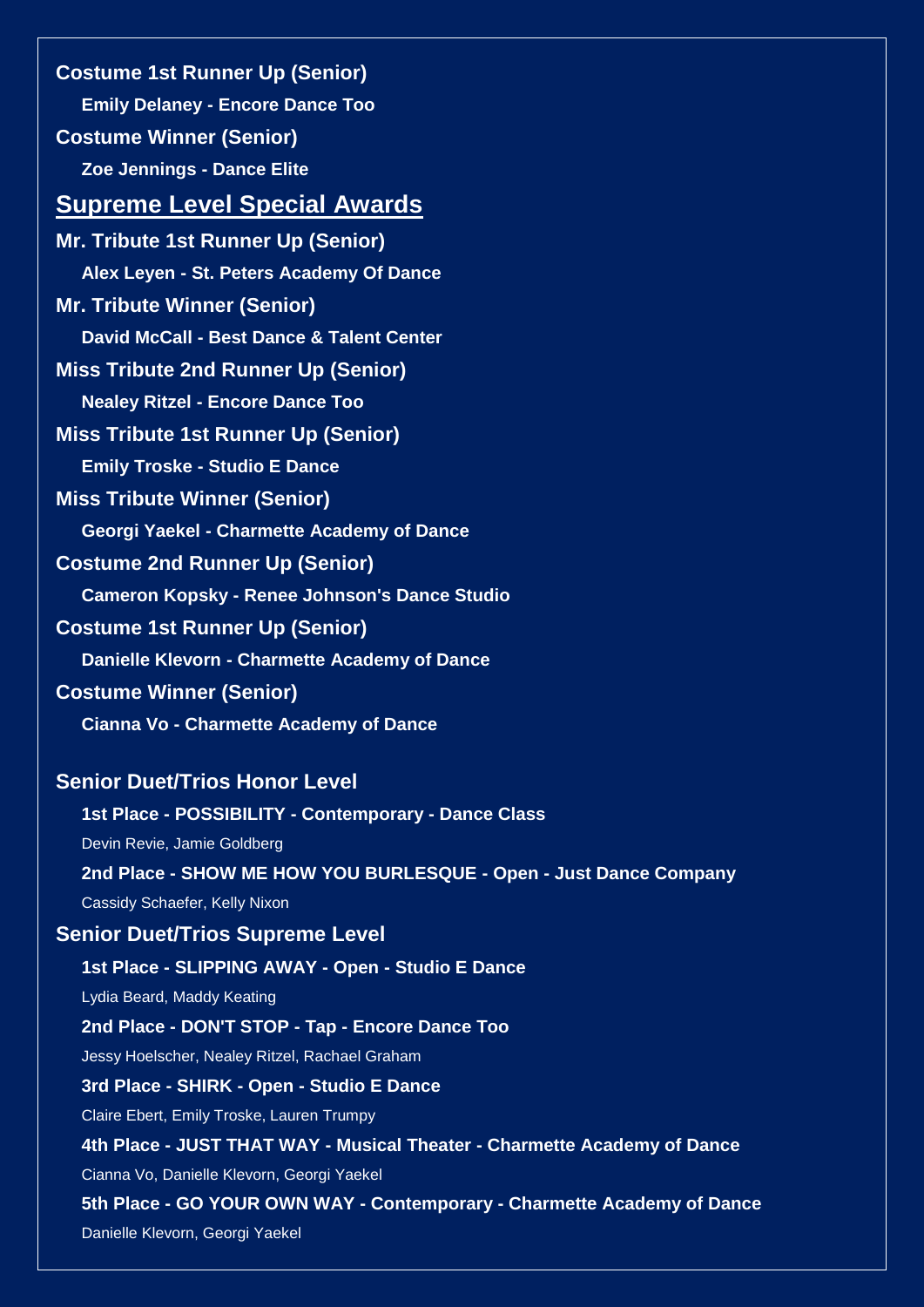**Costume 1st Runner Up (Senior)**

**Emily Delaney - Encore Dance Too**

**Costume Winner (Senior)**

**Zoe Jennings - Dance Elite**

## Supreme Level Special Awards

**Mr. Tribute 1st Runner Up (Senior)**

**Alex Leyen - St. Peters Academy Of Dance**

**Mr. Tribute Winner (Senior)**

**David McCall - Best Dance & Talent Center**

**Miss Tribute 2nd Runner Up (Senior)**

**Nealey Ritzel - Encore Dance Too**

**Miss Tribute 1st Runner Up (Senior)**

**Emily Troske - Studio E Dance**

**Miss Tribute Winner (Senior)**

**Georgi Yaekel - Charmette Academy of Dance**

**Costume 2nd Runner Up (Senior)**

**Cameron Kopsky - Renee Johnson's Dance Studio**

**Costume 1st Runner Up (Senior)**

**Danielle Klevorn - Charmette Academy of Dance**

**Costume Winner (Senior)**

**Cianna Vo - Charmette Academy of Dance**

### Senior Duet/Trios Honor Level

**1st Place - POSSIBILITY - Contemporary - Dance Class**

Devin Revie, Jamie Goldberg

**2nd Place - SHOW ME HOW YOU BURLESQUE - Open - Just Dance Company**

Cassidy Schaefer, Kelly Nixon

### Senior Duet/Trios Supreme Level

**1st Place - SLIPPING AWAY - Open - Studio E Dance**

Lydia Beard, Maddy Keating

**2nd Place - DON'T STOP - Tap - Encore Dance Too**

Jessy Hoelscher, Nealey Ritzel, Rachael Graham

**3rd Place - SHIRK - Open - Studio E Dance**

Claire Ebert, Emily Troske, Lauren Trumpy

**4th Place - JUST THAT WAY - Musical Theater - Charmette Academy of Dance**

Cianna Vo, Danielle Klevorn, Georgi Yaekel

**5th Place - GO YOUR OWN WAY - Contemporary - Charmette Academy of Dance**

Danielle Klevorn, Georgi Yaekel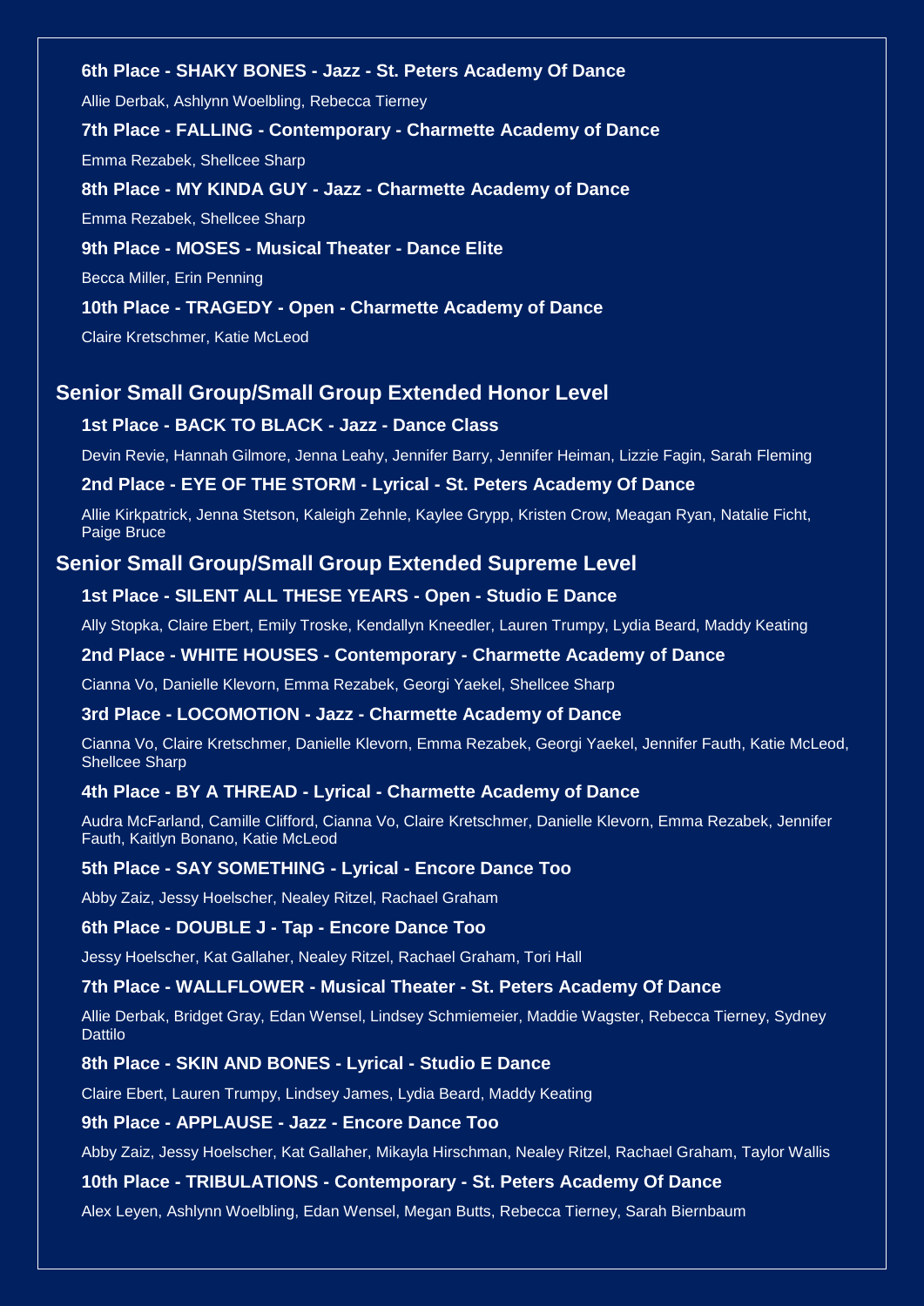**6th Place - SHAKY BONES - Jazz - St. Peters Academy Of Dance**

Allie Derbak, Ashlynn Woelbling, Rebecca Tierney

**7th Place - FALLING - Contemporary - Charmette Academy of Dance**

Emma Rezabek, Shellcee Sharp

**8th Place - MY KINDA GUY - Jazz - Charmette Academy of Dance**

Emma Rezabek, Shellcee Sharp

**9th Place - MOSES - Musical Theater - Dance Elite**

Becca Miller, Erin Penning

**10th Place - TRAGEDY - Open - Charmette Academy of Dance**

Claire Kretschmer, Katie McLeod

## Senior Small Group/Small Group Extended Honor Level

**1st Place - BACK TO BLACK - Jazz - Dance Class**

Devin Revie, Hannah Gilmore, Jenna Leahy, Jennifer Barry, Jennifer Heiman, Lizzie Fagin, Sarah Fleming

**2nd Place - EYE OF THE STORM - Lyrical - St. Peters Academy Of Dance**

Allie Kirkpatrick, Jenna Stetson, Kaleigh Zehnle, Kaylee Grypp, Kristen Crow, Meagan Ryan, Natalie Ficht, Paige Bruce

## Senior Small Group/Small Group Extended Supreme Level

**1st Place - SILENT ALL THESE YEARS - Open - Studio E Dance**

Ally Stopka, Claire Ebert, Emily Troske, Kendallyn Kneedler, Lauren Trumpy, Lydia Beard, Maddy Keating

**2nd Place - WHITE HOUSES - Contemporary - Charmette Academy of Dance**

Cianna Vo, Danielle Klevorn, Emma Rezabek, Georgi Yaekel, Shellcee Sharp

**3rd Place - LOCOMOTION - Jazz - Charmette Academy of Dance**

Cianna Vo, Claire Kretschmer, Danielle Klevorn, Emma Rezabek, Georgi Yaekel, Jennifer Fauth, Katie McLeod, Shellcee Sharp

**4th Place - BY A THREAD - Lyrical - Charmette Academy of Dance**

Audra McFarland, Camille Clifford, Cianna Vo, Claire Kretschmer, Danielle Klevorn, Emma Rezabek, Jennifer Fauth, Kaitlyn Bonano, Katie McLeod

**5th Place - SAY SOMETHING - Lyrical - Encore Dance Too**

Abby Zaiz, Jessy Hoelscher, Nealey Ritzel, Rachael Graham

**6th Place - DOUBLE J - Tap - Encore Dance Too**

Jessy Hoelscher, Kat Gallaher, Nealey Ritzel, Rachael Graham, Tori Hall

**7th Place - WALLFLOWER - Musical Theater - St. Peters Academy Of Dance**

Allie Derbak, Bridget Gray, Edan Wensel, Lindsey Schmiemeier, Maddie Wagster, Rebecca Tierney, Sydney Dattilo

**8th Place - SKIN AND BONES - Lyrical - Studio E Dance**

Claire Ebert, Lauren Trumpy, Lindsey James, Lydia Beard, Maddy Keating

**9th Place - APPLAUSE - Jazz - Encore Dance Too**

Abby Zaiz, Jessy Hoelscher, Kat Gallaher, Mikayla Hirschman, Nealey Ritzel, Rachael Graham, Taylor Wallis

**10th Place - TRIBULATIONS - Contemporary - St. Peters Academy Of Dance**

Alex Leyen, Ashlynn Woelbling, Edan Wensel, Megan Butts, Rebecca Tierney, Sarah Biernbaum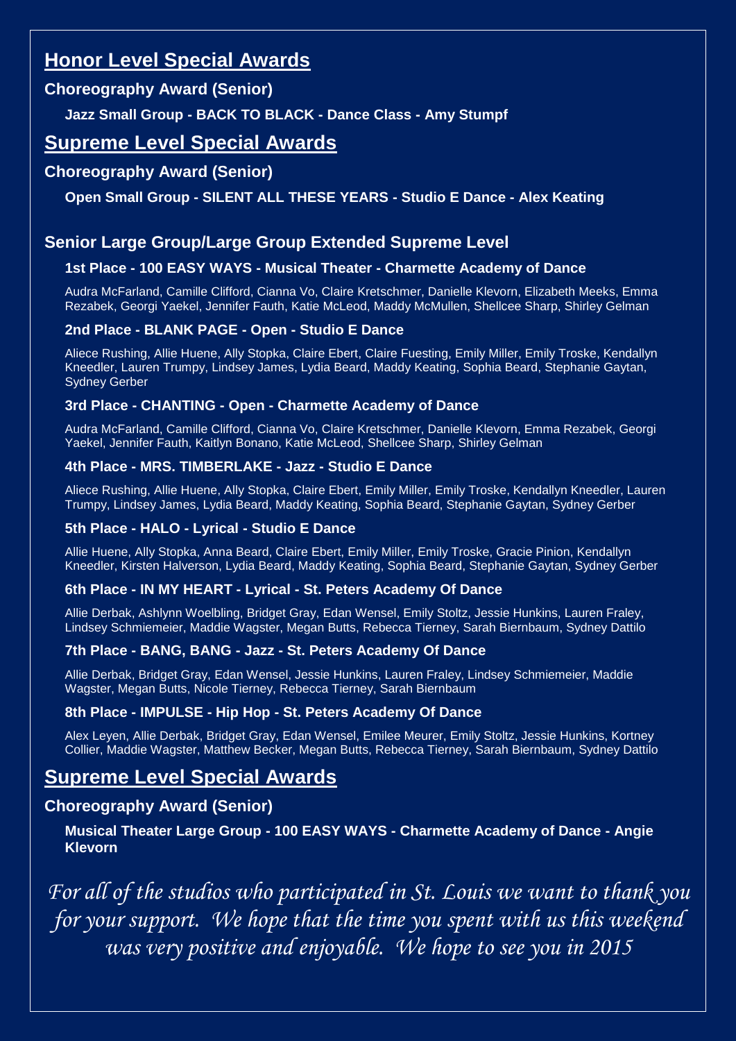## Honor Level Special Awards

### Choreography Award (Senior)

**Jazz Small Group - BACK TO BLACK - Dance Class - Amy Stumpf**

## Supreme Level Special Awards

### Choreography Award (Senior)

**Open Small Group - SILENT ALL THESE YEARS - Studio E Dance - Alex Keating**

### Senior Large Group/Large Group Extended Supreme Level

**1st Place - 100 EASY WAYS - Musical Theater - Charmette Academy of Dance**

Audra McFarland, Camille Clifford, Cianna Vo, Claire Kretschmer, Danielle Klevorn, Elizabeth Meeks, Emma Rezabek, Georgi Yaekel, Jennifer Fauth, Katie McLeod, Maddy McMullen, Shellcee Sharp, Shirley Gelman

**2nd Place - BLANK PAGE - Open - Studio E Dance**

Aliece Rushing, Allie Huene, Ally Stopka, Claire Ebert, Claire Fuesting, Emily Miller, Emily Troske, Kendallyn Kneedler, Lauren Trumpy, Lindsey James, Lydia Beard, Maddy Keating, Sophia Beard, Stephanie Gaytan, Sydney Gerber

**3rd Place - CHANTING - Open - Charmette Academy of Dance**

Audra McFarland, Camille Clifford, Cianna Vo, Claire Kretschmer, Danielle Klevorn, Emma Rezabek, Georgi Yaekel, Jennifer Fauth, Kaitlyn Bonano, Katie McLeod, Shellcee Sharp, Shirley Gelman

**4th Place - MRS. TIMBERLAKE - Jazz - Studio E Dance**

Aliece Rushing, Allie Huene, Ally Stopka, Claire Ebert, Emily Miller, Emily Troske, Kendallyn Kneedler, Lauren Trumpy, Lindsey James, Lydia Beard, Maddy Keating, Sophia Beard, Stephanie Gaytan, Sydney Gerber

**5th Place - HALO - Lyrical - Studio E Dance**

Allie Huene, Ally Stopka, Anna Beard, Claire Ebert, Emily Miller, Emily Troske, Gracie Pinion, Kendallyn Kneedler, Kirsten Halverson, Lydia Beard, Maddy Keating, Sophia Beard, Stephanie Gaytan, Sydney Gerber

**6th Place - IN MY HEART - Lyrical - St. Peters Academy Of Dance**

Allie Derbak, Ashlynn Woelbling, Bridget Gray, Edan Wensel, Emily Stoltz, Jessie Hunkins, Lauren Fraley, Lindsey Schmiemeier, Maddie Wagster, Megan Butts, Rebecca Tierney, Sarah Biernbaum, Sydney Dattilo

**7th Place - BANG, BANG - Jazz - St. Peters Academy Of Dance**

Allie Derbak, Bridget Gray, Edan Wensel, Jessie Hunkins, Lauren Fraley, Lindsey Schmiemeier, Maddie Wagster, Megan Butts, Nicole Tierney, Rebecca Tierney, Sarah Biernbaum

**8th Place - IMPULSE - Hip Hop - St. Peters Academy Of Dance**

Alex Leyen, Allie Derbak, Bridget Gray, Edan Wensel, Emilee Meurer, Emily Stoltz, Jessie Hunkins, Kortney Collier, Maddie Wagster, Matthew Becker, Megan Butts, Rebecca Tierney, Sarah Biernbaum, Sydney Dattilo

## Supreme Level Special Awards

### Choreography Award (Senior)

**Musical Theater Large Group - 100 EASY WAYS - Charmette Academy of Dance - Angie Klevorn**

*For all of the studios who participated in St. Louis we want to thank you for your support. We hope that the time you spent with us this weekend was very positive and enjoyable. We hope to see you in 2015*